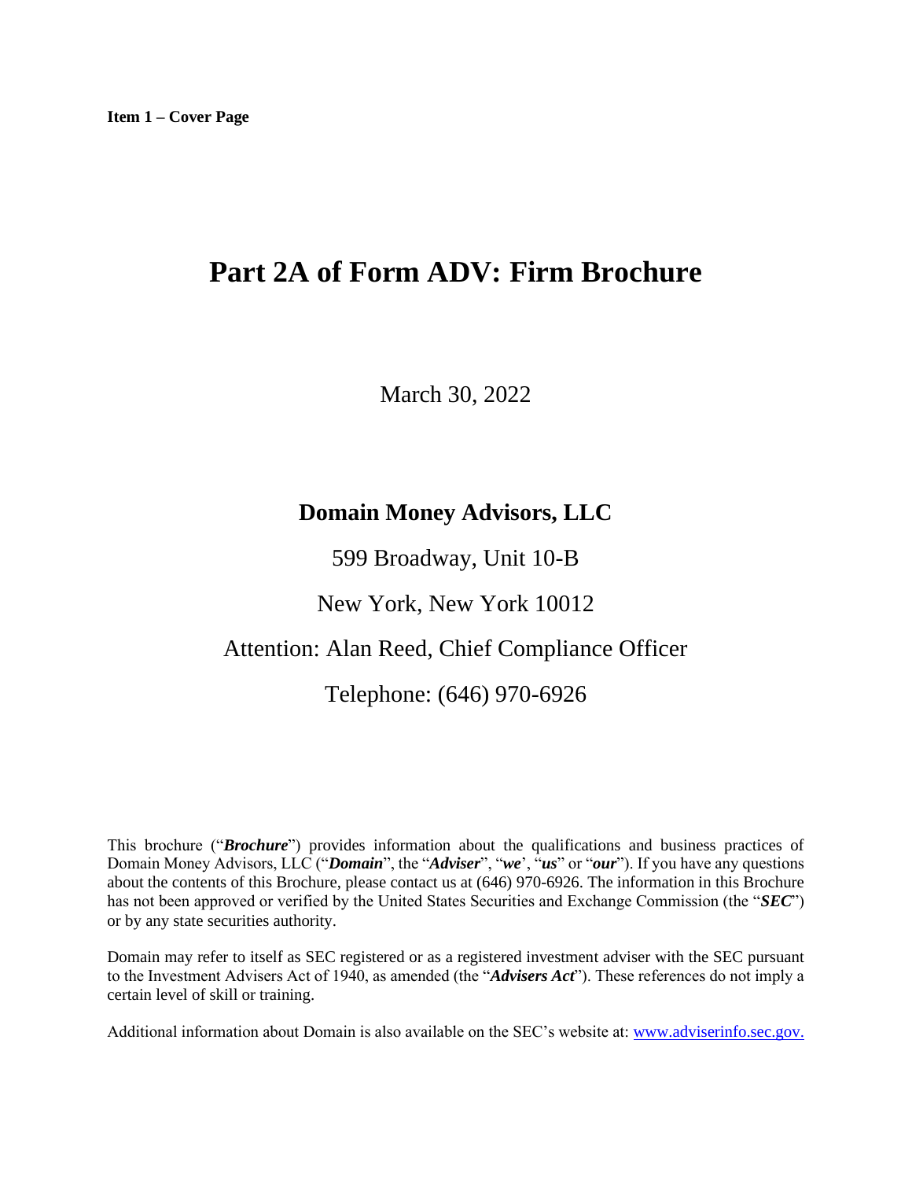**Item 1 – Cover Page**

# Part 2A of Form ADV: Firm Brochure

March 30, 2022

## Domain Money Advisors, LLC

599 Broadway, Unit 10-B

New York, New York 10012

Attention: Alan Reed, Chief Compliance Officer

Telephone: (646) 970-6926

This brochure ("***Brochure***") provides information about the qualifications and business practices of Domain Money Advisors, LLC ("***Domain***", the "***Adviser***", "***we***', "***us***" or "***our***"). If you have any questions about the contents of this Brochure, please contact us at (646) 970-6926. The information in this Brochure has not been approved or verified by the United States Securities and Exchange Commission (the "***SEC***") or by any state securities authority.

Domain may refer to itself as SEC registered or as a registered investment adviser with the SEC pursuant to the Investment Advisers Act of 1940, as amended (the "***Advisers Act***"). These references do not imply a certain level of skill or training.

Additional information about Domain is also available on the SEC's website at: www.adviserinfo.sec.gov.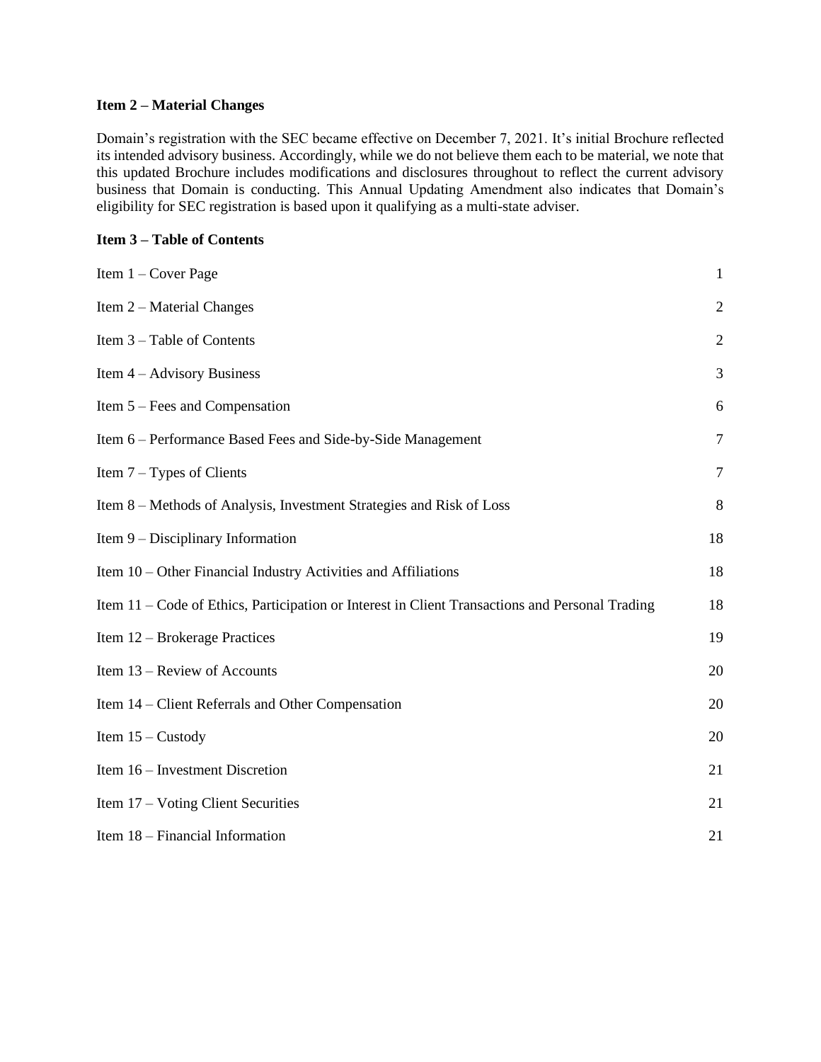## Item 2 – Material Changes

Domain's registration with the SEC became effective on December 7, 2021. It's initial Brochure reflected its intended advisory business. Accordingly, while we do not believe them each to be material, we note that this updated Brochure includes modifications and disclosures throughout to reflect the current advisory business that Domain is conducting. This Annual Updating Amendment also indicates that Domain's eligibility for SEC registration is based upon it qualifying as a multi-state adviser.

## Item 3 – Table of Contents

| | |
|---|---|
| Item 1 – Cover Page | 1 |
| Item 2 – Material Changes | 2 |
| Item 3 – Table of Contents | 2 |
| Item 4 – Advisory Business | 3 |
| Item 5 – Fees and Compensation | 6 |
| Item 6 – Performance Based Fees and Side-by-Side Management | 7 |
| Item 7 – Types of Clients | 7 |
| Item 8 – Methods of Analysis, Investment Strategies and Risk of Loss | 8 |
| Item 9 – Disciplinary Information | 18 |
| Item 10 – Other Financial Industry Activities and Affiliations | 18 |
| Item 11 – Code of Ethics, Participation or Interest in Client Transactions and Personal Trading | 18 |
| Item 12 – Brokerage Practices | 19 |
| Item 13 – Review of Accounts | 20 |
| Item 14 – Client Referrals and Other Compensation | 20 |
| Item 15 – Custody | 20 |
| Item 16 – Investment Discretion | 21 |
| Item 17 – Voting Client Securities | 21 |
| Item 18 – Financial Information | 21 |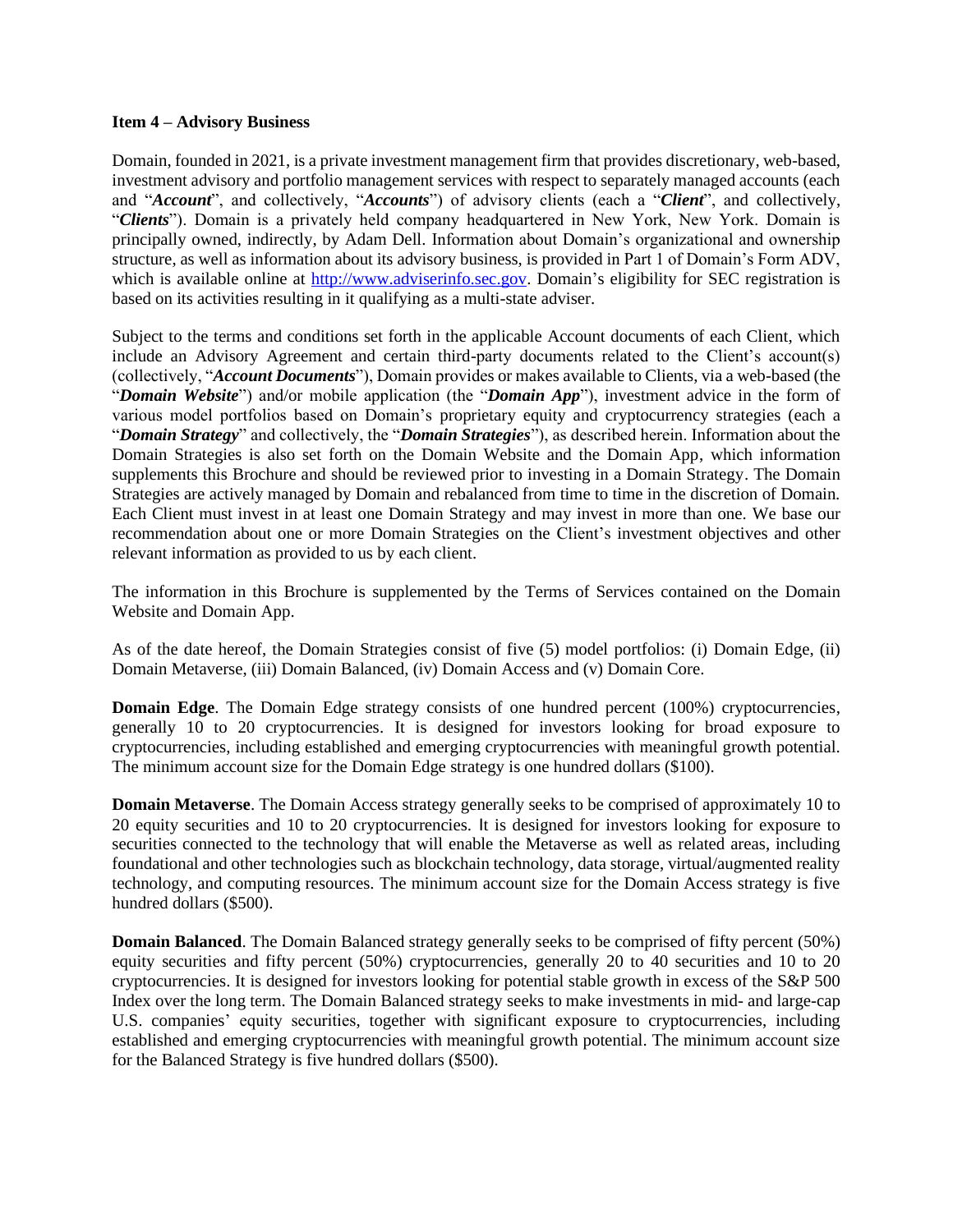**Item 4 – Advisory Business**

Domain, founded in 2021, is a private investment management firm that provides discretionary, web-based, investment advisory and portfolio management services with respect to separately managed accounts (each and "***Account***", and collectively, "***Accounts***") of advisory clients (each a "***Client***", and collectively, "***Clients***"). Domain is a privately held company headquartered in New York, New York. Domain is principally owned, indirectly, by Adam Dell. Information about Domain's organizational and ownership structure, as well as information about its advisory business, is provided in Part 1 of Domain's Form ADV, which is available online at [http://www.adviserinfo.sec.gov](http://www.adviserinfo.sec.gov). Domain's eligibility for SEC registration is based on its activities resulting in it qualifying as a multi-state adviser.

Subject to the terms and conditions set forth in the applicable Account documents of each Client, which include an Advisory Agreement and certain third-party documents related to the Client's account(s) (collectively, "***Account Documents***"), Domain provides or makes available to Clients, via a web-based (the "***Domain Website***") and/or mobile application (the "***Domain App***"), investment advice in the form of various model portfolios based on Domain's proprietary equity and cryptocurrency strategies (each a "***Domain Strategy***" and collectively, the "***Domain Strategies***"), as described herein. Information about the Domain Strategies is also set forth on the Domain Website and the Domain App, which information supplements this Brochure and should be reviewed prior to investing in a Domain Strategy. The Domain Strategies are actively managed by Domain and rebalanced from time to time in the discretion of Domain. Each Client must invest in at least one Domain Strategy and may invest in more than one. We base our recommendation about one or more Domain Strategies on the Client's investment objectives and other relevant information as provided to us by each client.

The information in this Brochure is supplemented by the Terms of Services contained on the Domain Website and Domain App.

As of the date hereof, the Domain Strategies consist of five (5) model portfolios: (i) Domain Edge, (ii) Domain Metaverse, (iii) Domain Balanced, (iv) Domain Access and (v) Domain Core.

**Domain Edge**. The Domain Edge strategy consists of one hundred percent (100%) cryptocurrencies, generally 10 to 20 cryptocurrencies. It is designed for investors looking for broad exposure to cryptocurrencies, including established and emerging cryptocurrencies with meaningful growth potential. The minimum account size for the Domain Edge strategy is one hundred dollars ($100).

**Domain Metaverse**. The Domain Access strategy generally seeks to be comprised of approximately 10 to 20 equity securities and 10 to 20 cryptocurrencies. It is designed for investors looking for exposure to securities connected to the technology that will enable the Metaverse as well as related areas, including foundational and other technologies such as blockchain technology, data storage, virtual/augmented reality technology, and computing resources. The minimum account size for the Domain Access strategy is five hundred dollars ($500).

**Domain Balanced**. The Domain Balanced strategy generally seeks to be comprised of fifty percent (50%) equity securities and fifty percent (50%) cryptocurrencies, generally 20 to 40 securities and 10 to 20 cryptocurrencies. It is designed for investors looking for potential stable growth in excess of the S&P 500 Index over the long term. The Domain Balanced strategy seeks to make investments in mid- and large-cap U.S. companies' equity securities, together with significant exposure to cryptocurrencies, including established and emerging cryptocurrencies with meaningful growth potential. The minimum account size for the Balanced Strategy is five hundred dollars ($500).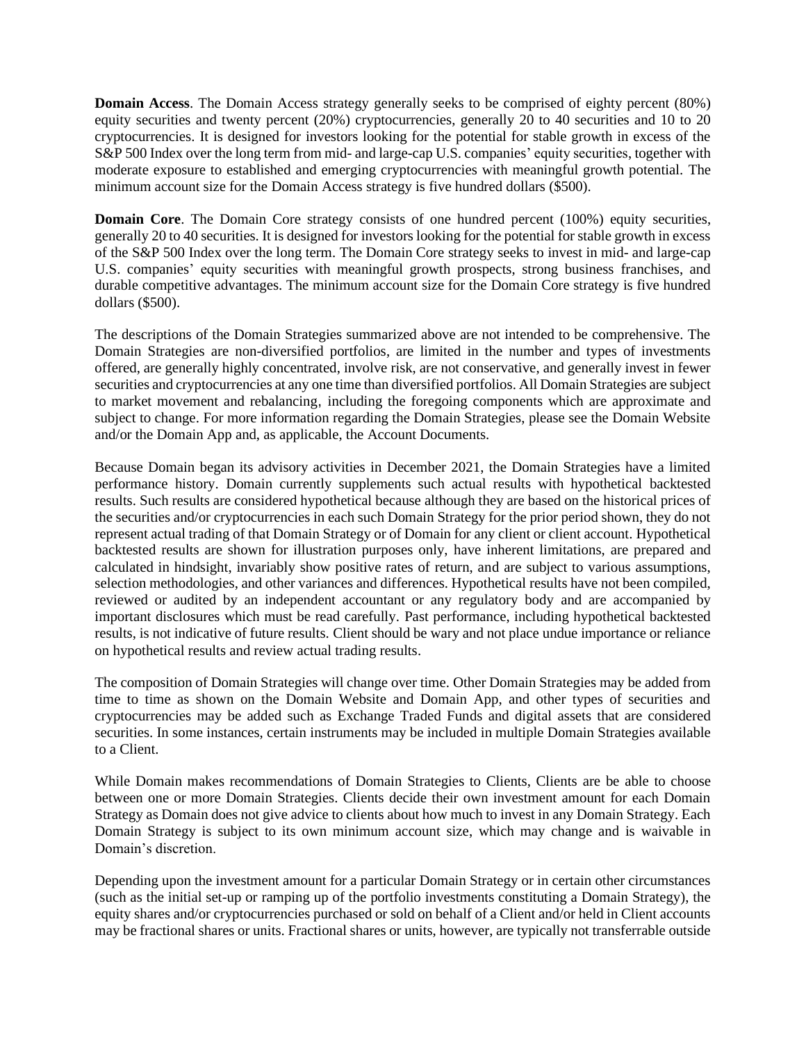**Domain Access**. The Domain Access strategy generally seeks to be comprised of eighty percent (80%) equity securities and twenty percent (20%) cryptocurrencies, generally 20 to 40 securities and 10 to 20 cryptocurrencies. It is designed for investors looking for the potential for stable growth in excess of the S&P 500 Index over the long term from mid- and large-cap U.S. companies' equity securities, together with moderate exposure to established and emerging cryptocurrencies with meaningful growth potential. The minimum account size for the Domain Access strategy is five hundred dollars ($500).

**Domain Core**. The Domain Core strategy consists of one hundred percent (100%) equity securities, generally 20 to 40 securities. It is designed for investors looking for the potential for stable growth in excess of the S&P 500 Index over the long term. The Domain Core strategy seeks to invest in mid- and large-cap U.S. companies' equity securities with meaningful growth prospects, strong business franchises, and durable competitive advantages. The minimum account size for the Domain Core strategy is five hundred dollars ($500).

The descriptions of the Domain Strategies summarized above are not intended to be comprehensive. The Domain Strategies are non-diversified portfolios, are limited in the number and types of investments offered, are generally highly concentrated, involve risk, are not conservative, and generally invest in fewer securities and cryptocurrencies at any one time than diversified portfolios. All Domain Strategies are subject to market movement and rebalancing, including the foregoing components which are approximate and subject to change. For more information regarding the Domain Strategies, please see the Domain Website and/or the Domain App and, as applicable, the Account Documents.

Because Domain began its advisory activities in December 2021, the Domain Strategies have a limited performance history. Domain currently supplements such actual results with hypothetical backtested results. Such results are considered hypothetical because although they are based on the historical prices of the securities and/or cryptocurrencies in each such Domain Strategy for the prior period shown, they do not represent actual trading of that Domain Strategy or of Domain for any client or client account. Hypothetical backtested results are shown for illustration purposes only, have inherent limitations, are prepared and calculated in hindsight, invariably show positive rates of return, and are subject to various assumptions, selection methodologies, and other variances and differences. Hypothetical results have not been compiled, reviewed or audited by an independent accountant or any regulatory body and are accompanied by important disclosures which must be read carefully. Past performance, including hypothetical backtested results, is not indicative of future results. Client should be wary and not place undue importance or reliance on hypothetical results and review actual trading results.

The composition of Domain Strategies will change over time. Other Domain Strategies may be added from time to time as shown on the Domain Website and Domain App, and other types of securities and cryptocurrencies may be added such as Exchange Traded Funds and digital assets that are considered securities. In some instances, certain instruments may be included in multiple Domain Strategies available to a Client.

While Domain makes recommendations of Domain Strategies to Clients, Clients are be able to choose between one or more Domain Strategies. Clients decide their own investment amount for each Domain Strategy as Domain does not give advice to clients about how much to invest in any Domain Strategy. Each Domain Strategy is subject to its own minimum account size, which may change and is waivable in Domain's discretion.

Depending upon the investment amount for a particular Domain Strategy or in certain other circumstances (such as the initial set-up or ramping up of the portfolio investments constituting a Domain Strategy), the equity shares and/or cryptocurrencies purchased or sold on behalf of a Client and/or held in Client accounts may be fractional shares or units. Fractional shares or units, however, are typically not transferrable outside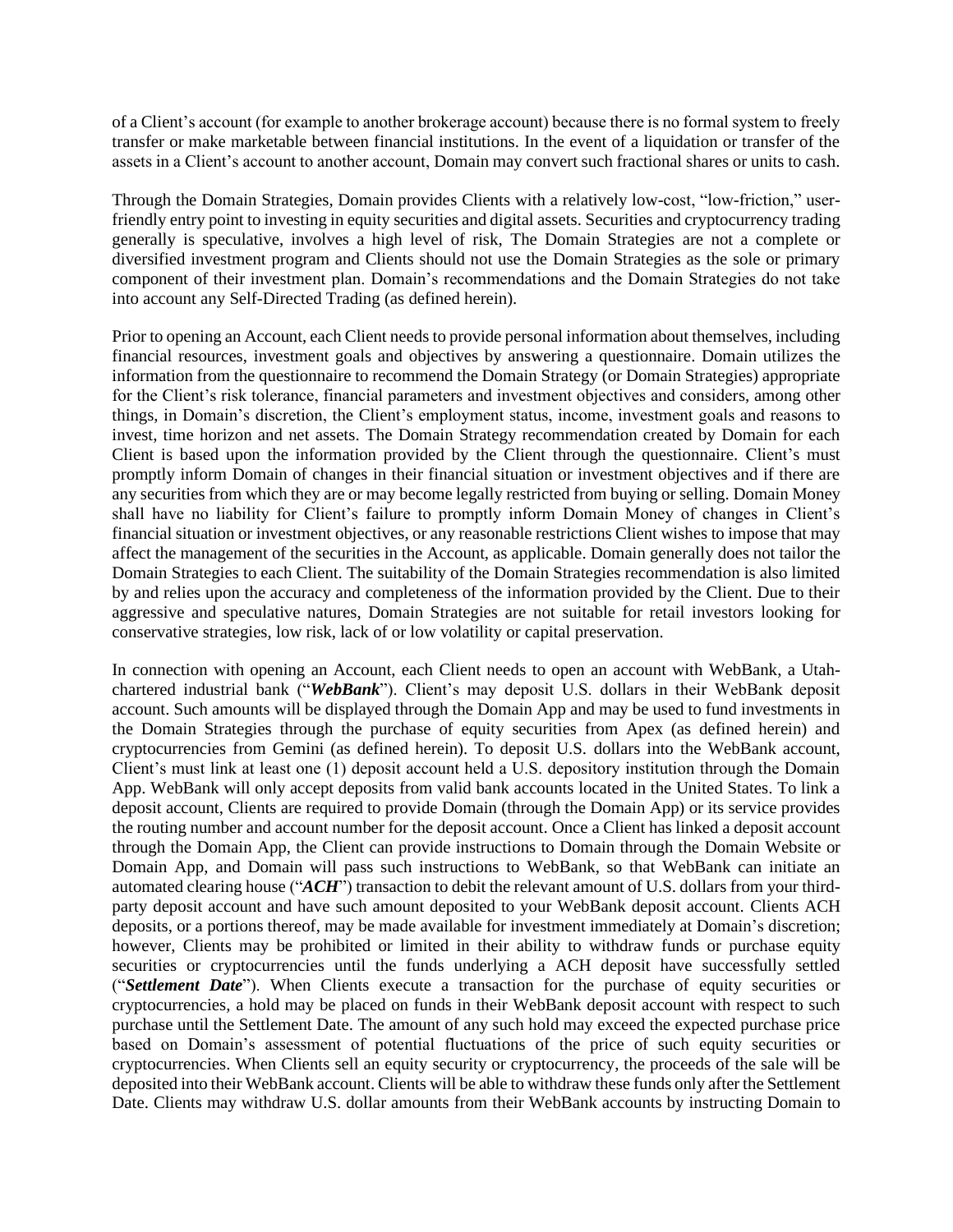of a Client's account (for example to another brokerage account) because there is no formal system to freely transfer or make marketable between financial institutions. In the event of a liquidation or transfer of the assets in a Client's account to another account, Domain may convert such fractional shares or units to cash.

Through the Domain Strategies, Domain provides Clients with a relatively low-cost, "low-friction," user-friendly entry point to investing in equity securities and digital assets. Securities and cryptocurrency trading generally is speculative, involves a high level of risk, The Domain Strategies are not a complete or diversified investment program and Clients should not use the Domain Strategies as the sole or primary component of their investment plan. Domain's recommendations and the Domain Strategies do not take into account any Self-Directed Trading (as defined herein).

Prior to opening an Account, each Client needs to provide personal information about themselves, including financial resources, investment goals and objectives by answering a questionnaire. Domain utilizes the information from the questionnaire to recommend the Domain Strategy (or Domain Strategies) appropriate for the Client's risk tolerance, financial parameters and investment objectives and considers, among other things, in Domain's discretion, the Client's employment status, income, investment goals and reasons to invest, time horizon and net assets. The Domain Strategy recommendation created by Domain for each Client is based upon the information provided by the Client through the questionnaire. Client's must promptly inform Domain of changes in their financial situation or investment objectives and if there are any securities from which they are or may become legally restricted from buying or selling. Domain Money shall have no liability for Client's failure to promptly inform Domain Money of changes in Client's financial situation or investment objectives, or any reasonable restrictions Client wishes to impose that may affect the management of the securities in the Account, as applicable. Domain generally does not tailor the Domain Strategies to each Client. The suitability of the Domain Strategies recommendation is also limited by and relies upon the accuracy and completeness of the information provided by the Client. Due to their aggressive and speculative natures, Domain Strategies are not suitable for retail investors looking for conservative strategies, low risk, lack of or low volatility or capital preservation.

In connection with opening an Account, each Client needs to open an account with WebBank, a Utah-chartered industrial bank ("***WebBank***"). Client's may deposit U.S. dollars in their WebBank deposit account. Such amounts will be displayed through the Domain App and may be used to fund investments in the Domain Strategies through the purchase of equity securities from Apex (as defined herein) and cryptocurrencies from Gemini (as defined herein). To deposit U.S. dollars into the WebBank account, Client's must link at least one (1) deposit account held a U.S. depository institution through the Domain App. WebBank will only accept deposits from valid bank accounts located in the United States. To link a deposit account, Clients are required to provide Domain (through the Domain App) or its service provides the routing number and account number for the deposit account. Once a Client has linked a deposit account through the Domain App, the Client can provide instructions to Domain through the Domain Website or Domain App, and Domain will pass such instructions to WebBank, so that WebBank can initiate an automated clearing house ("***ACH***") transaction to debit the relevant amount of U.S. dollars from your third-party deposit account and have such amount deposited to your WebBank deposit account. Clients ACH deposits, or a portions thereof, may be made available for investment immediately at Domain's discretion; however, Clients may be prohibited or limited in their ability to withdraw funds or purchase equity securities or cryptocurrencies until the funds underlying a ACH deposit have successfully settled ("***Settlement Date***"). When Clients execute a transaction for the purchase of equity securities or cryptocurrencies, a hold may be placed on funds in their WebBank deposit account with respect to such purchase until the Settlement Date. The amount of any such hold may exceed the expected purchase price based on Domain's assessment of potential fluctuations of the price of such equity securities or cryptocurrencies. When Clients sell an equity security or cryptocurrency, the proceeds of the sale will be deposited into their WebBank account. Clients will be able to withdraw these funds only after the Settlement Date. Clients may withdraw U.S. dollar amounts from their WebBank accounts by instructing Domain to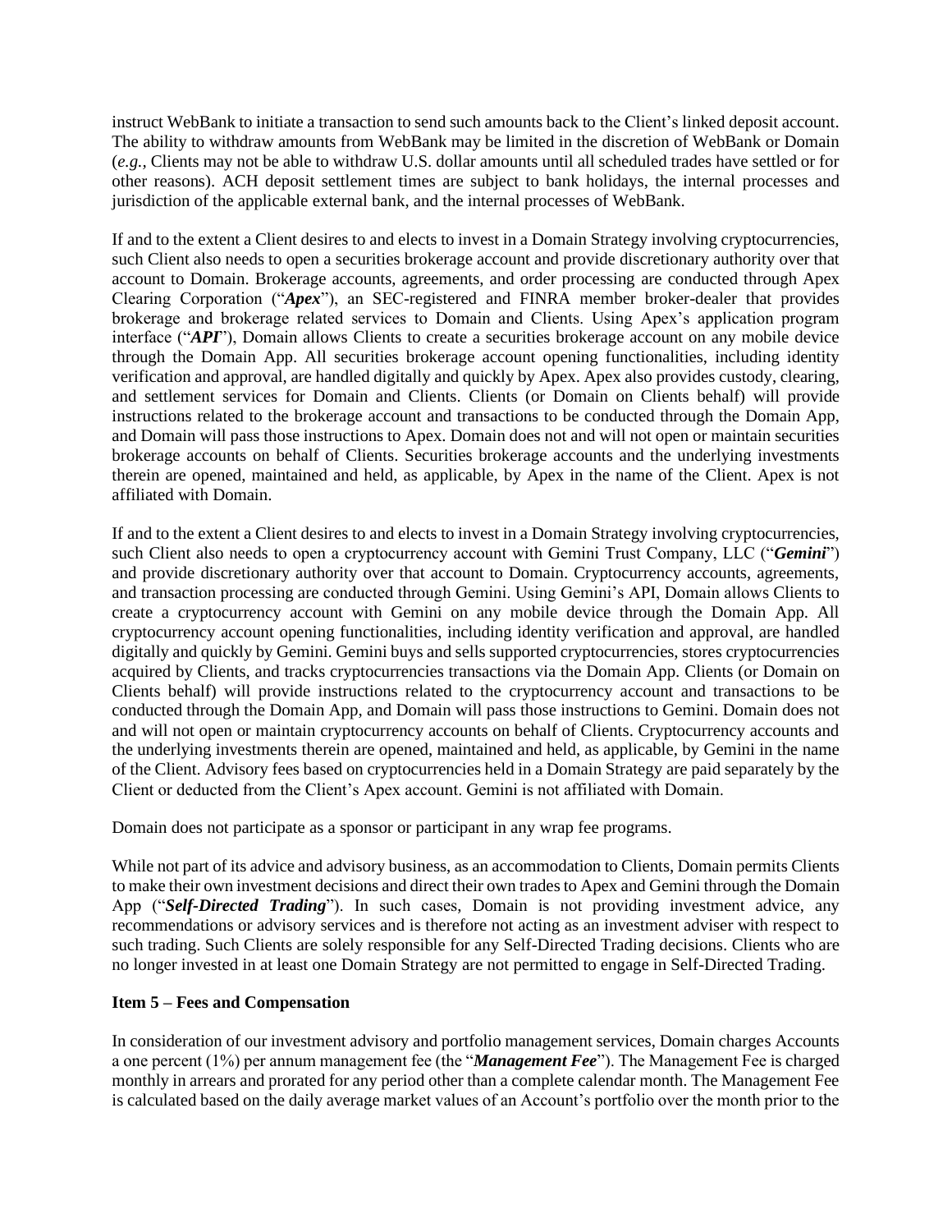instruct WebBank to initiate a transaction to send such amounts back to the Client's linked deposit account. The ability to withdraw amounts from WebBank may be limited in the discretion of WebBank or Domain (*e.g.*, Clients may not be able to withdraw U.S. dollar amounts until all scheduled trades have settled or for other reasons). ACH deposit settlement times are subject to bank holidays, the internal processes and jurisdiction of the applicable external bank, and the internal processes of WebBank.

If and to the extent a Client desires to and elects to invest in a Domain Strategy involving cryptocurrencies, such Client also needs to open a securities brokerage account and provide discretionary authority over that account to Domain. Brokerage accounts, agreements, and order processing are conducted through Apex Clearing Corporation ("***Apex***"), an SEC-registered and FINRA member broker-dealer that provides brokerage and brokerage related services to Domain and Clients. Using Apex's application program interface ("***API***"), Domain allows Clients to create a securities brokerage account on any mobile device through the Domain App. All securities brokerage account opening functionalities, including identity verification and approval, are handled digitally and quickly by Apex. Apex also provides custody, clearing, and settlement services for Domain and Clients. Clients (or Domain on Clients behalf) will provide instructions related to the brokerage account and transactions to be conducted through the Domain App, and Domain will pass those instructions to Apex. Domain does not and will not open or maintain securities brokerage accounts on behalf of Clients. Securities brokerage accounts and the underlying investments therein are opened, maintained and held, as applicable, by Apex in the name of the Client. Apex is not affiliated with Domain.

If and to the extent a Client desires to and elects to invest in a Domain Strategy involving cryptocurrencies, such Client also needs to open a cryptocurrency account with Gemini Trust Company, LLC ("***Gemini***") and provide discretionary authority over that account to Domain. Cryptocurrency accounts, agreements, and transaction processing are conducted through Gemini. Using Gemini's API, Domain allows Clients to create a cryptocurrency account with Gemini on any mobile device through the Domain App. All cryptocurrency account opening functionalities, including identity verification and approval, are handled digitally and quickly by Gemini. Gemini buys and sells supported cryptocurrencies, stores cryptocurrencies acquired by Clients, and tracks cryptocurrencies transactions via the Domain App. Clients (or Domain on Clients behalf) will provide instructions related to the cryptocurrency account and transactions to be conducted through the Domain App, and Domain will pass those instructions to Gemini. Domain does not and will not open or maintain cryptocurrency accounts on behalf of Clients. Cryptocurrency accounts and the underlying investments therein are opened, maintained and held, as applicable, by Gemini in the name of the Client. Advisory fees based on cryptocurrencies held in a Domain Strategy are paid separately by the Client or deducted from the Client's Apex account. Gemini is not affiliated with Domain.

Domain does not participate as a sponsor or participant in any wrap fee programs.

While not part of its advice and advisory business, as an accommodation to Clients, Domain permits Clients to make their own investment decisions and direct their own trades to Apex and Gemini through the Domain App ("***Self-Directed Trading***"). In such cases, Domain is not providing investment advice, any recommendations or advisory services and is therefore not acting as an investment adviser with respect to such trading. Such Clients are solely responsible for any Self-Directed Trading decisions. Clients who are no longer invested in at least one Domain Strategy are not permitted to engage in Self-Directed Trading.

## Item 5 – Fees and Compensation

In consideration of our investment advisory and portfolio management services, Domain charges Accounts a one percent (1%) per annum management fee (the "***Management Fee***"). The Management Fee is charged monthly in arrears and prorated for any period other than a complete calendar month. The Management Fee is calculated based on the daily average market values of an Account's portfolio over the month prior to the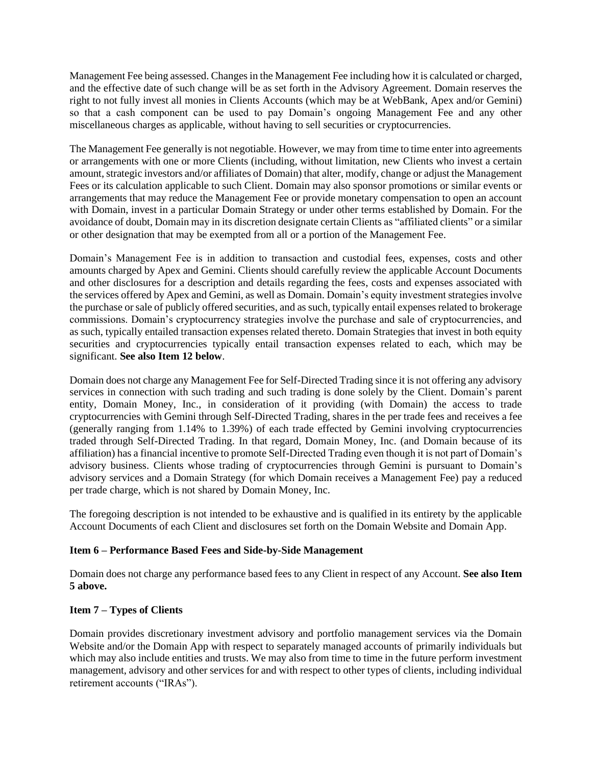Management Fee being assessed. Changes in the Management Fee including how it is calculated or charged, and the effective date of such change will be as set forth in the Advisory Agreement. Domain reserves the right to not fully invest all monies in Clients Accounts (which may be at WebBank, Apex and/or Gemini) so that a cash component can be used to pay Domain's ongoing Management Fee and any other miscellaneous charges as applicable, without having to sell securities or cryptocurrencies.

The Management Fee generally is not negotiable. However, we may from time to time enter into agreements or arrangements with one or more Clients (including, without limitation, new Clients who invest a certain amount, strategic investors and/or affiliates of Domain) that alter, modify, change or adjust the Management Fees or its calculation applicable to such Client. Domain may also sponsor promotions or similar events or arrangements that may reduce the Management Fee or provide monetary compensation to open an account with Domain, invest in a particular Domain Strategy or under other terms established by Domain. For the avoidance of doubt, Domain may in its discretion designate certain Clients as "affiliated clients" or a similar or other designation that may be exempted from all or a portion of the Management Fee.

Domain's Management Fee is in addition to transaction and custodial fees, expenses, costs and other amounts charged by Apex and Gemini. Clients should carefully review the applicable Account Documents and other disclosures for a description and details regarding the fees, costs and expenses associated with the services offered by Apex and Gemini, as well as Domain. Domain's equity investment strategies involve the purchase or sale of publicly offered securities, and as such, typically entail expenses related to brokerage commissions. Domain's cryptocurrency strategies involve the purchase and sale of cryptocurrencies, and as such, typically entailed transaction expenses related thereto. Domain Strategies that invest in both equity securities and cryptocurrencies typically entail transaction expenses related to each, which may be significant. **See also Item 12 below**.

Domain does not charge any Management Fee for Self-Directed Trading since it is not offering any advisory services in connection with such trading and such trading is done solely by the Client. Domain's parent entity, Domain Money, Inc., in consideration of it providing (with Domain) the access to trade cryptocurrencies with Gemini through Self-Directed Trading, shares in the per trade fees and receives a fee (generally ranging from 1.14% to 1.39%) of each trade effected by Gemini involving cryptocurrencies traded through Self-Directed Trading. In that regard, Domain Money, Inc. (and Domain because of its affiliation) has a financial incentive to promote Self-Directed Trading even though it is not part of Domain's advisory business. Clients whose trading of cryptocurrencies through Gemini is pursuant to Domain's advisory services and a Domain Strategy (for which Domain receives a Management Fee) pay a reduced per trade charge, which is not shared by Domain Money, Inc.

The foregoing description is not intended to be exhaustive and is qualified in its entirety by the applicable Account Documents of each Client and disclosures set forth on the Domain Website and Domain App.

### Item 6 – Performance Based Fees and Side-by-Side Management

Domain does not charge any performance based fees to any Client in respect of any Account. **See also Item 5 above.**

### Item 7 – Types of Clients

Domain provides discretionary investment advisory and portfolio management services via the Domain Website and/or the Domain App with respect to separately managed accounts of primarily individuals but which may also include entities and trusts. We may also from time to time in the future perform investment management, advisory and other services for and with respect to other types of clients, including individual retirement accounts ("IRAs").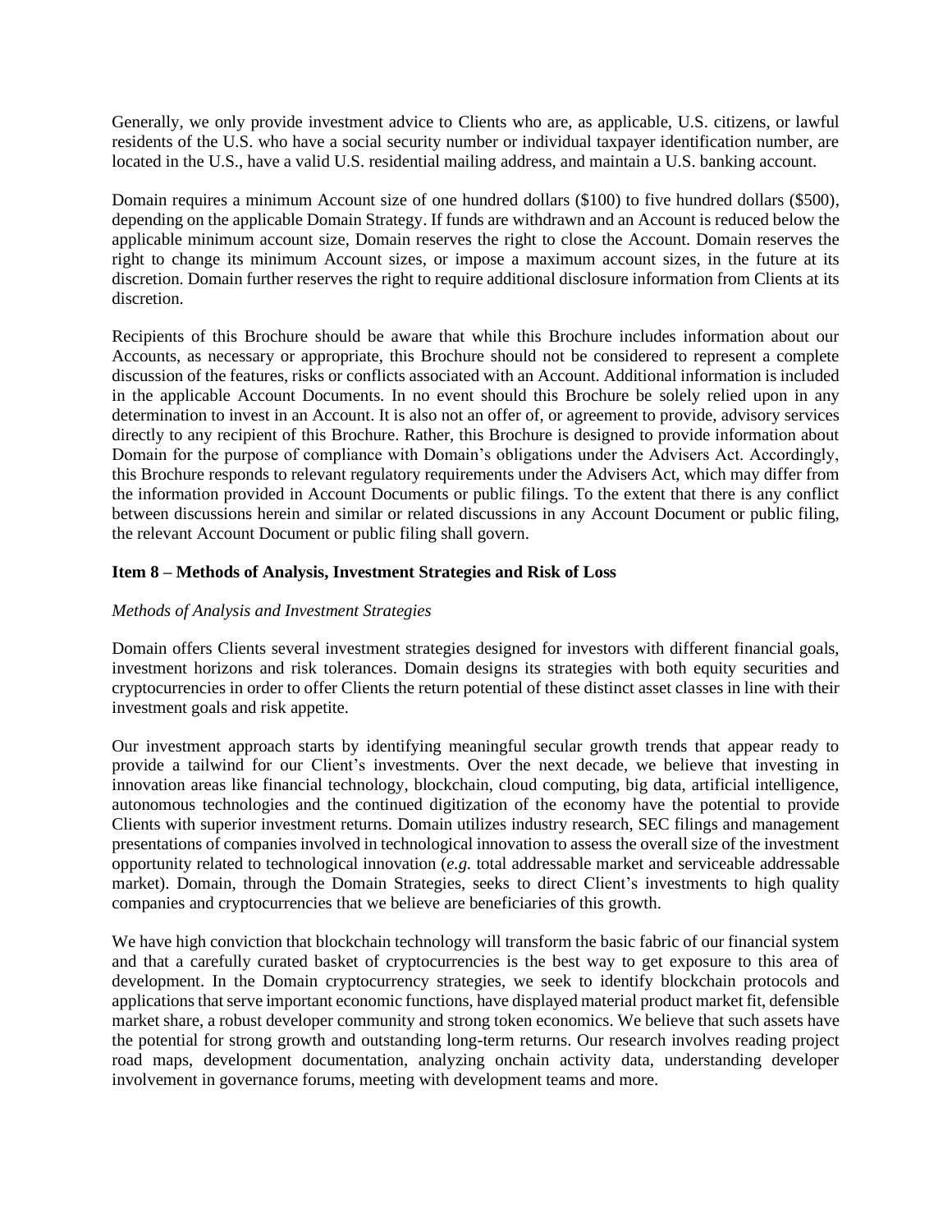Generally, we only provide investment advice to Clients who are, as applicable, U.S. citizens, or lawful residents of the U.S. who have a social security number or individual taxpayer identification number, are located in the U.S., have a valid U.S. residential mailing address, and maintain a U.S. banking account.

Domain requires a minimum Account size of one hundred dollars ($100) to five hundred dollars ($500), depending on the applicable Domain Strategy. If funds are withdrawn and an Account is reduced below the applicable minimum account size, Domain reserves the right to close the Account. Domain reserves the right to change its minimum Account sizes, or impose a maximum account sizes, in the future at its discretion. Domain further reserves the right to require additional disclosure information from Clients at its discretion.

Recipients of this Brochure should be aware that while this Brochure includes information about our Accounts, as necessary or appropriate, this Brochure should not be considered to represent a complete discussion of the features, risks or conflicts associated with an Account. Additional information is included in the applicable Account Documents. In no event should this Brochure be solely relied upon in any determination to invest in an Account. It is also not an offer of, or agreement to provide, advisory services directly to any recipient of this Brochure. Rather, this Brochure is designed to provide information about Domain for the purpose of compliance with Domain's obligations under the Advisers Act. Accordingly, this Brochure responds to relevant regulatory requirements under the Advisers Act, which may differ from the information provided in Account Documents or public filings. To the extent that there is any conflict between discussions herein and similar or related discussions in any Account Document or public filing, the relevant Account Document or public filing shall govern.

## Item 8 – Methods of Analysis, Investment Strategies and Risk of Loss

*Methods of Analysis and Investment Strategies*

Domain offers Clients several investment strategies designed for investors with different financial goals, investment horizons and risk tolerances. Domain designs its strategies with both equity securities and cryptocurrencies in order to offer Clients the return potential of these distinct asset classes in line with their investment goals and risk appetite.

Our investment approach starts by identifying meaningful secular growth trends that appear ready to provide a tailwind for our Client's investments. Over the next decade, we believe that investing in innovation areas like financial technology, blockchain, cloud computing, big data, artificial intelligence, autonomous technologies and the continued digitization of the economy have the potential to provide Clients with superior investment returns. Domain utilizes industry research, SEC filings and management presentations of companies involved in technological innovation to assess the overall size of the investment opportunity related to technological innovation (*e.g.* total addressable market and serviceable addressable market). Domain, through the Domain Strategies, seeks to direct Client's investments to high quality companies and cryptocurrencies that we believe are beneficiaries of this growth.

We have high conviction that blockchain technology will transform the basic fabric of our financial system and that a carefully curated basket of cryptocurrencies is the best way to get exposure to this area of development. In the Domain cryptocurrency strategies, we seek to identify blockchain protocols and applications that serve important economic functions, have displayed material product market fit, defensible market share, a robust developer community and strong token economics. We believe that such assets have the potential for strong growth and outstanding long-term returns. Our research involves reading project road maps, development documentation, analyzing onchain activity data, understanding developer involvement in governance forums, meeting with development teams and more.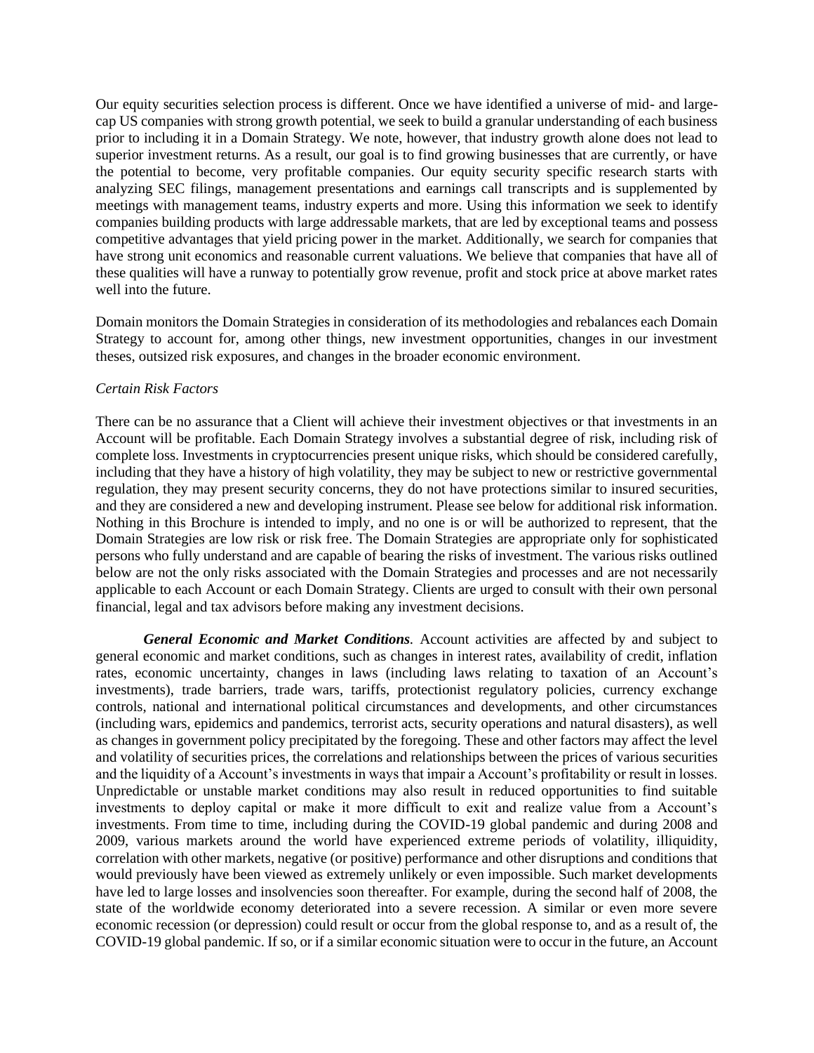Our equity securities selection process is different. Once we have identified a universe of mid- and large-cap US companies with strong growth potential, we seek to build a granular understanding of each business prior to including it in a Domain Strategy. We note, however, that industry growth alone does not lead to superior investment returns. As a result, our goal is to find growing businesses that are currently, or have the potential to become, very profitable companies. Our equity security specific research starts with analyzing SEC filings, management presentations and earnings call transcripts and is supplemented by meetings with management teams, industry experts and more. Using this information we seek to identify companies building products with large addressable markets, that are led by exceptional teams and possess competitive advantages that yield pricing power in the market. Additionally, we search for companies that have strong unit economics and reasonable current valuations. We believe that companies that have all of these qualities will have a runway to potentially grow revenue, profit and stock price at above market rates well into the future.

Domain monitors the Domain Strategies in consideration of its methodologies and rebalances each Domain Strategy to account for, among other things, new investment opportunities, changes in our investment theses, outsized risk exposures, and changes in the broader economic environment.

*Certain Risk Factors*

There can be no assurance that a Client will achieve their investment objectives or that investments in an Account will be profitable. Each Domain Strategy involves a substantial degree of risk, including risk of complete loss. Investments in cryptocurrencies present unique risks, which should be considered carefully, including that they have a history of high volatility, they may be subject to new or restrictive governmental regulation, they may present security concerns, they do not have protections similar to insured securities, and they are considered a new and developing instrument. Please see below for additional risk information. Nothing in this Brochure is intended to imply, and no one is or will be authorized to represent, that the Domain Strategies are low risk or risk free. The Domain Strategies are appropriate only for sophisticated persons who fully understand and are capable of bearing the risks of investment. The various risks outlined below are not the only risks associated with the Domain Strategies and processes and are not necessarily applicable to each Account or each Domain Strategy. Clients are urged to consult with their own personal financial, legal and tax advisors before making any investment decisions.

***General Economic and Market Conditions.*** Account activities are affected by and subject to general economic and market conditions, such as changes in interest rates, availability of credit, inflation rates, economic uncertainty, changes in laws (including laws relating to taxation of an Account's investments), trade barriers, trade wars, tariffs, protectionist regulatory policies, currency exchange controls, national and international political circumstances and developments, and other circumstances (including wars, epidemics and pandemics, terrorist acts, security operations and natural disasters), as well as changes in government policy precipitated by the foregoing. These and other factors may affect the level and volatility of securities prices, the correlations and relationships between the prices of various securities and the liquidity of a Account's investments in ways that impair a Account's profitability or result in losses. Unpredictable or unstable market conditions may also result in reduced opportunities to find suitable investments to deploy capital or make it more difficult to exit and realize value from a Account's investments. From time to time, including during the COVID-19 global pandemic and during 2008 and 2009, various markets around the world have experienced extreme periods of volatility, illiquidity, correlation with other markets, negative (or positive) performance and other disruptions and conditions that would previously have been viewed as extremely unlikely or even impossible. Such market developments have led to large losses and insolvencies soon thereafter. For example, during the second half of 2008, the state of the worldwide economy deteriorated into a severe recession. A similar or even more severe economic recession (or depression) could result or occur from the global response to, and as a result of, the COVID-19 global pandemic. If so, or if a similar economic situation were to occur in the future, an Account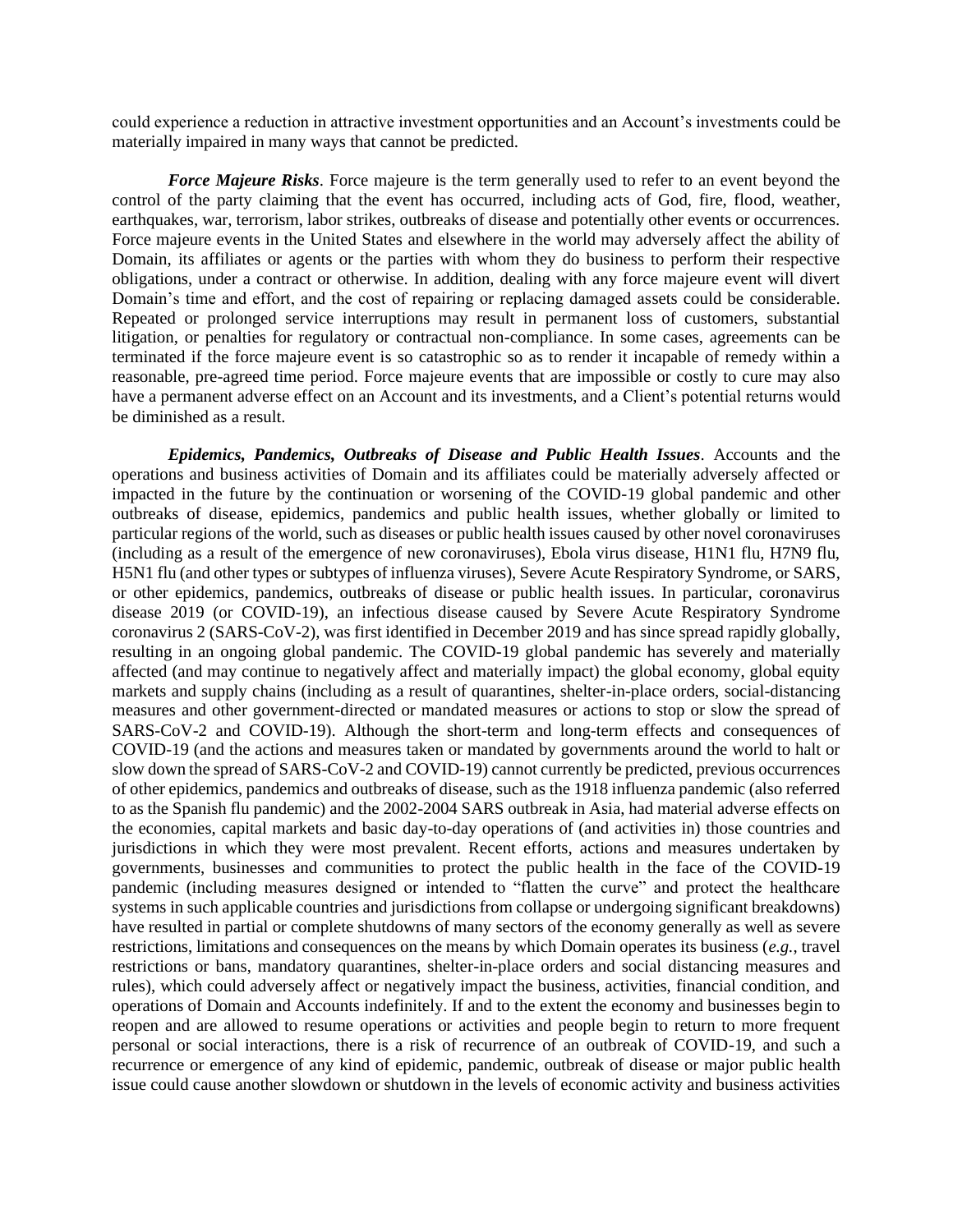could experience a reduction in attractive investment opportunities and an Account's investments could be materially impaired in many ways that cannot be predicted.

***Force Majeure Risks***. Force majeure is the term generally used to refer to an event beyond the control of the party claiming that the event has occurred, including acts of God, fire, flood, weather, earthquakes, war, terrorism, labor strikes, outbreaks of disease and potentially other events or occurrences. Force majeure events in the United States and elsewhere in the world may adversely affect the ability of Domain, its affiliates or agents or the parties with whom they do business to perform their respective obligations, under a contract or otherwise. In addition, dealing with any force majeure event will divert Domain's time and effort, and the cost of repairing or replacing damaged assets could be considerable. Repeated or prolonged service interruptions may result in permanent loss of customers, substantial litigation, or penalties for regulatory or contractual non-compliance. In some cases, agreements can be terminated if the force majeure event is so catastrophic so as to render it incapable of remedy within a reasonable, pre-agreed time period. Force majeure events that are impossible or costly to cure may also have a permanent adverse effect on an Account and its investments, and a Client's potential returns would be diminished as a result.

***Epidemics, Pandemics, Outbreaks of Disease and Public Health Issues***. Accounts and the operations and business activities of Domain and its affiliates could be materially adversely affected or impacted in the future by the continuation or worsening of the COVID-19 global pandemic and other outbreaks of disease, epidemics, pandemics and public health issues, whether globally or limited to particular regions of the world, such as diseases or public health issues caused by other novel coronaviruses (including as a result of the emergence of new coronaviruses), Ebola virus disease, H1N1 flu, H7N9 flu, H5N1 flu (and other types or subtypes of influenza viruses), Severe Acute Respiratory Syndrome, or SARS, or other epidemics, pandemics, outbreaks of disease or public health issues. In particular, coronavirus disease 2019 (or COVID-19), an infectious disease caused by Severe Acute Respiratory Syndrome coronavirus 2 (SARS-CoV-2), was first identified in December 2019 and has since spread rapidly globally, resulting in an ongoing global pandemic. The COVID-19 global pandemic has severely and materially affected (and may continue to negatively affect and materially impact) the global economy, global equity markets and supply chains (including as a result of quarantines, shelter-in-place orders, social-distancing measures and other government-directed or mandated measures or actions to stop or slow the spread of SARS-CoV-2 and COVID-19). Although the short-term and long-term effects and consequences of COVID-19 (and the actions and measures taken or mandated by governments around the world to halt or slow down the spread of SARS-CoV-2 and COVID-19) cannot currently be predicted, previous occurrences of other epidemics, pandemics and outbreaks of disease, such as the 1918 influenza pandemic (also referred to as the Spanish flu pandemic) and the 2002-2004 SARS outbreak in Asia, had material adverse effects on the economies, capital markets and basic day-to-day operations of (and activities in) those countries and jurisdictions in which they were most prevalent. Recent efforts, actions and measures undertaken by governments, businesses and communities to protect the public health in the face of the COVID-19 pandemic (including measures designed or intended to "flatten the curve" and protect the healthcare systems in such applicable countries and jurisdictions from collapse or undergoing significant breakdowns) have resulted in partial or complete shutdowns of many sectors of the economy generally as well as severe restrictions, limitations and consequences on the means by which Domain operates its business (*e.g.*, travel restrictions or bans, mandatory quarantines, shelter-in-place orders and social distancing measures and rules), which could adversely affect or negatively impact the business, activities, financial condition, and operations of Domain and Accounts indefinitely. If and to the extent the economy and businesses begin to reopen and are allowed to resume operations or activities and people begin to return to more frequent personal or social interactions, there is a risk of recurrence of an outbreak of COVID-19, and such a recurrence or emergence of any kind of epidemic, pandemic, outbreak of disease or major public health issue could cause another slowdown or shutdown in the levels of economic activity and business activities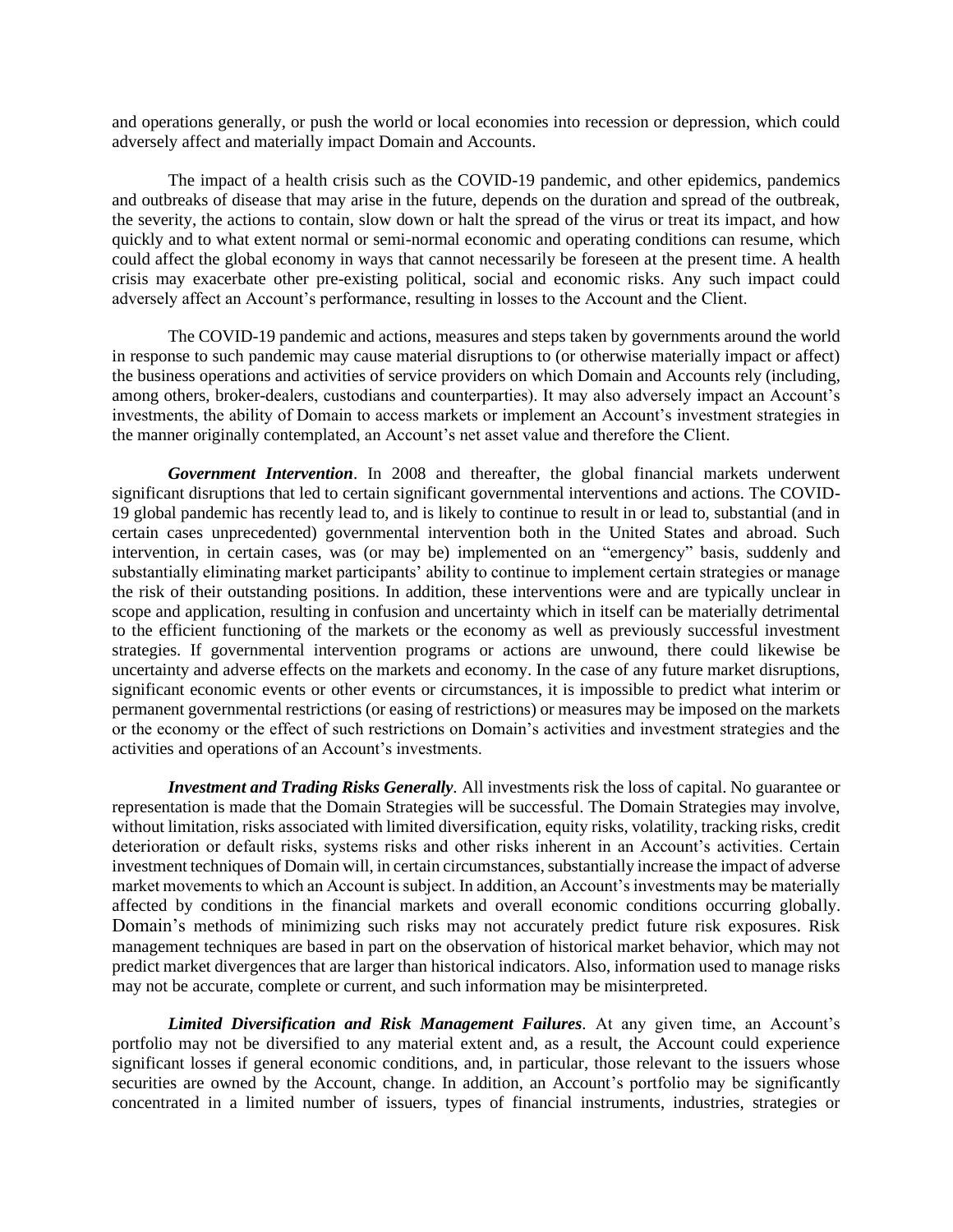and operations generally, or push the world or local economies into recession or depression, which could adversely affect and materially impact Domain and Accounts.

The impact of a health crisis such as the COVID-19 pandemic, and other epidemics, pandemics and outbreaks of disease that may arise in the future, depends on the duration and spread of the outbreak, the severity, the actions to contain, slow down or halt the spread of the virus or treat its impact, and how quickly and to what extent normal or semi-normal economic and operating conditions can resume, which could affect the global economy in ways that cannot necessarily be foreseen at the present time. A health crisis may exacerbate other pre-existing political, social and economic risks. Any such impact could adversely affect an Account's performance, resulting in losses to the Account and the Client.

The COVID-19 pandemic and actions, measures and steps taken by governments around the world in response to such pandemic may cause material disruptions to (or otherwise materially impact or affect) the business operations and activities of service providers on which Domain and Accounts rely (including, among others, broker-dealers, custodians and counterparties). It may also adversely impact an Account's investments, the ability of Domain to access markets or implement an Account's investment strategies in the manner originally contemplated, an Account's net asset value and therefore the Client.

***Government Intervention***. In 2008 and thereafter, the global financial markets underwent significant disruptions that led to certain significant governmental interventions and actions. The COVID-19 global pandemic has recently lead to, and is likely to continue to result in or lead to, substantial (and in certain cases unprecedented) governmental intervention both in the United States and abroad. Such intervention, in certain cases, was (or may be) implemented on an "emergency" basis, suddenly and substantially eliminating market participants' ability to continue to implement certain strategies or manage the risk of their outstanding positions. In addition, these interventions were and are typically unclear in scope and application, resulting in confusion and uncertainty which in itself can be materially detrimental to the efficient functioning of the markets or the economy as well as previously successful investment strategies. If governmental intervention programs or actions are unwound, there could likewise be uncertainty and adverse effects on the markets and economy. In the case of any future market disruptions, significant economic events or other events or circumstances, it is impossible to predict what interim or permanent governmental restrictions (or easing of restrictions) or measures may be imposed on the markets or the economy or the effect of such restrictions on Domain's activities and investment strategies and the activities and operations of an Account's investments.

***Investment and Trading Risks Generally***. All investments risk the loss of capital. No guarantee or representation is made that the Domain Strategies will be successful. The Domain Strategies may involve, without limitation, risks associated with limited diversification, equity risks, volatility, tracking risks, credit deterioration or default risks, systems risks and other risks inherent in an Account's activities. Certain investment techniques of Domain will, in certain circumstances, substantially increase the impact of adverse market movements to which an Account is subject. In addition, an Account's investments may be materially affected by conditions in the financial markets and overall economic conditions occurring globally. Domain's methods of minimizing such risks may not accurately predict future risk exposures. Risk management techniques are based in part on the observation of historical market behavior, which may not predict market divergences that are larger than historical indicators. Also, information used to manage risks may not be accurate, complete or current, and such information may be misinterpreted.

***Limited Diversification and Risk Management Failures***. At any given time, an Account's portfolio may not be diversified to any material extent and, as a result, the Account could experience significant losses if general economic conditions, and, in particular, those relevant to the issuers whose securities are owned by the Account, change. In addition, an Account's portfolio may be significantly concentrated in a limited number of issuers, types of financial instruments, industries, strategies or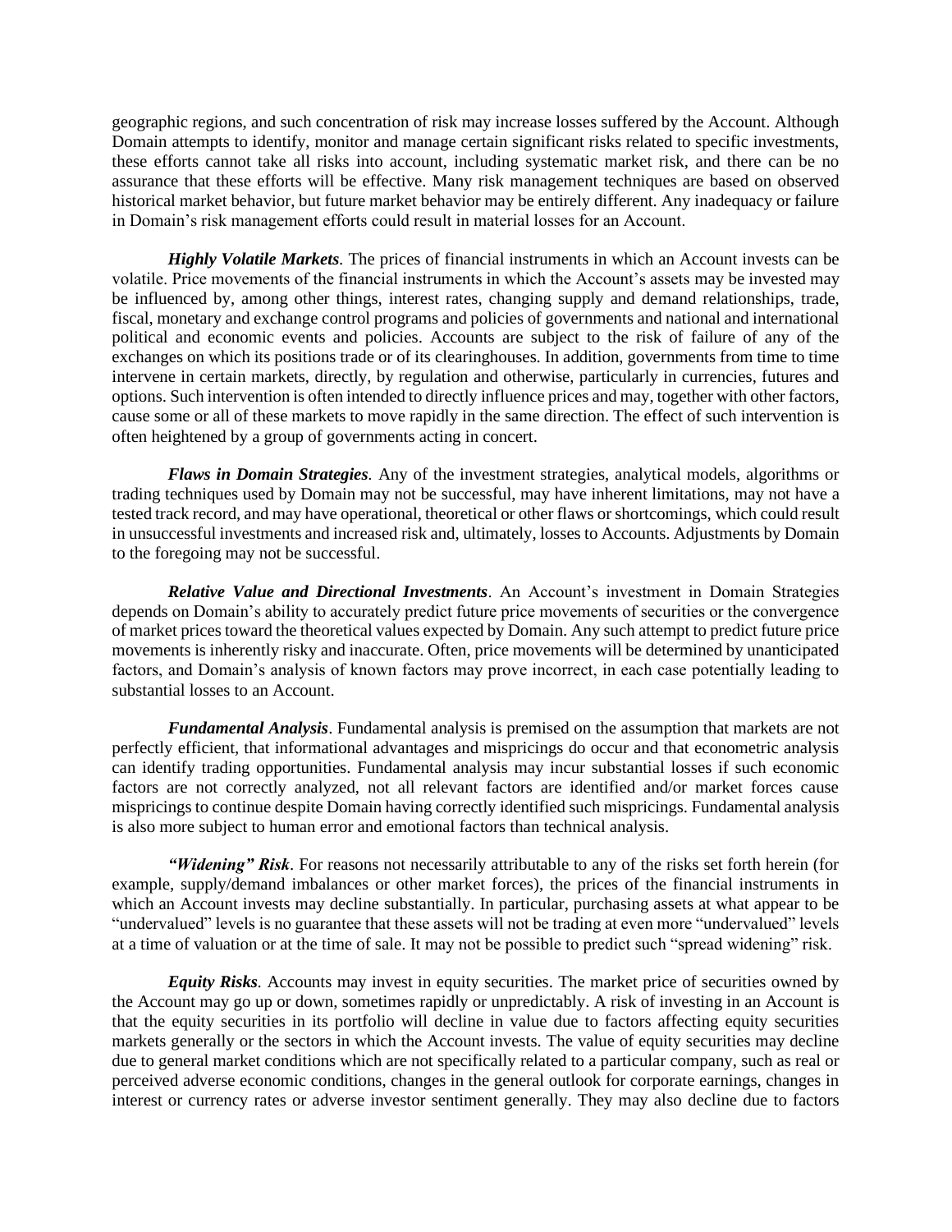geographic regions, and such concentration of risk may increase losses suffered by the Account. Although Domain attempts to identify, monitor and manage certain significant risks related to specific investments, these efforts cannot take all risks into account, including systematic market risk, and there can be no assurance that these efforts will be effective. Many risk management techniques are based on observed historical market behavior, but future market behavior may be entirely different. Any inadequacy or failure in Domain's risk management efforts could result in material losses for an Account.

***Highly Volatile Markets***. The prices of financial instruments in which an Account invests can be volatile. Price movements of the financial instruments in which the Account's assets may be invested may be influenced by, among other things, interest rates, changing supply and demand relationships, trade, fiscal, monetary and exchange control programs and policies of governments and national and international political and economic events and policies. Accounts are subject to the risk of failure of any of the exchanges on which its positions trade or of its clearinghouses. In addition, governments from time to time intervene in certain markets, directly, by regulation and otherwise, particularly in currencies, futures and options. Such intervention is often intended to directly influence prices and may, together with other factors, cause some or all of these markets to move rapidly in the same direction. The effect of such intervention is often heightened by a group of governments acting in concert.

***Flaws in Domain Strategies***. Any of the investment strategies, analytical models, algorithms or trading techniques used by Domain may not be successful, may have inherent limitations, may not have a tested track record, and may have operational, theoretical or other flaws or shortcomings, which could result in unsuccessful investments and increased risk and, ultimately, losses to Accounts. Adjustments by Domain to the foregoing may not be successful.

***Relative Value and Directional Investments***. An Account's investment in Domain Strategies depends on Domain's ability to accurately predict future price movements of securities or the convergence of market prices toward the theoretical values expected by Domain. Any such attempt to predict future price movements is inherently risky and inaccurate. Often, price movements will be determined by unanticipated factors, and Domain's analysis of known factors may prove incorrect, in each case potentially leading to substantial losses to an Account.

***Fundamental Analysis***. Fundamental analysis is premised on the assumption that markets are not perfectly efficient, that informational advantages and mispricings do occur and that econometric analysis can identify trading opportunities. Fundamental analysis may incur substantial losses if such economic factors are not correctly analyzed, not all relevant factors are identified and/or market forces cause mispricings to continue despite Domain having correctly identified such mispricings. Fundamental analysis is also more subject to human error and emotional factors than technical analysis.

***"Widening" Risk***. For reasons not necessarily attributable to any of the risks set forth herein (for example, supply/demand imbalances or other market forces), the prices of the financial instruments in which an Account invests may decline substantially. In particular, purchasing assets at what appear to be "undervalued" levels is no guarantee that these assets will not be trading at even more "undervalued" levels at a time of valuation or at the time of sale. It may not be possible to predict such "spread widening" risk.

***Equity Risks***. Accounts may invest in equity securities. The market price of securities owned by the Account may go up or down, sometimes rapidly or unpredictably. A risk of investing in an Account is that the equity securities in its portfolio will decline in value due to factors affecting equity securities markets generally or the sectors in which the Account invests. The value of equity securities may decline due to general market conditions which are not specifically related to a particular company, such as real or perceived adverse economic conditions, changes in the general outlook for corporate earnings, changes in interest or currency rates or adverse investor sentiment generally. They may also decline due to factors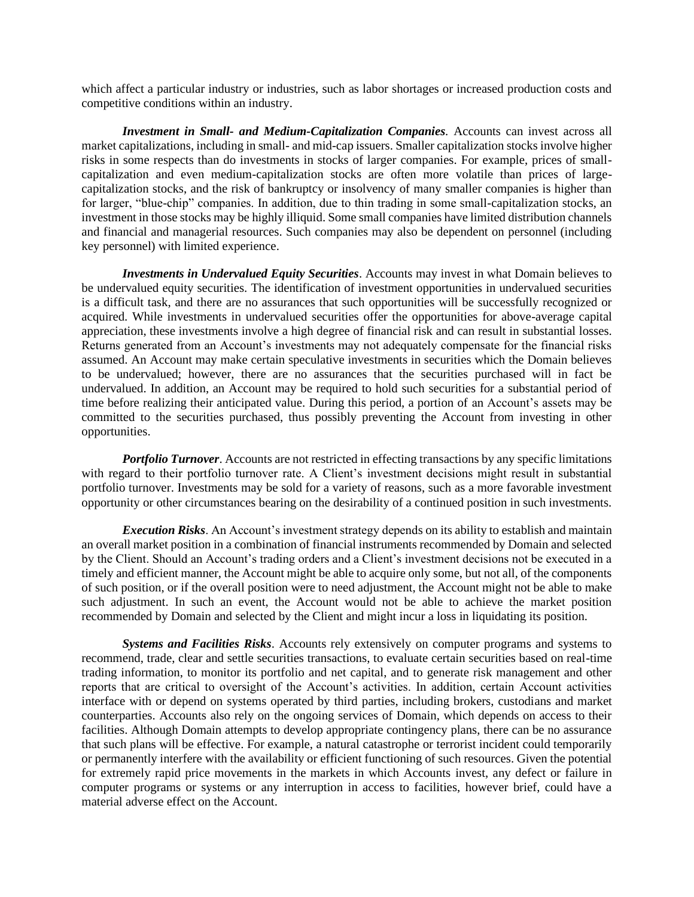which affect a particular industry or industries, such as labor shortages or increased production costs and competitive conditions within an industry.

***Investment in Small- and Medium-Capitalization Companies*.** Accounts can invest across all market capitalizations, including in small- and mid-cap issuers. Smaller capitalization stocks involve higher risks in some respects than do investments in stocks of larger companies. For example, prices of small-capitalization and even medium-capitalization stocks are often more volatile than prices of large-capitalization stocks, and the risk of bankruptcy or insolvency of many smaller companies is higher than for larger, "blue-chip" companies. In addition, due to thin trading in some small-capitalization stocks, an investment in those stocks may be highly illiquid. Some small companies have limited distribution channels and financial and managerial resources. Such companies may also be dependent on personnel (including key personnel) with limited experience.

***Investments in Undervalued Equity Securities*.** Accounts may invest in what Domain believes to be undervalued equity securities. The identification of investment opportunities in undervalued securities is a difficult task, and there are no assurances that such opportunities will be successfully recognized or acquired. While investments in undervalued securities offer the opportunities for above-average capital appreciation, these investments involve a high degree of financial risk and can result in substantial losses. Returns generated from an Account's investments may not adequately compensate for the financial risks assumed. An Account may make certain speculative investments in securities which the Domain believes to be undervalued; however, there are no assurances that the securities purchased will in fact be undervalued. In addition, an Account may be required to hold such securities for a substantial period of time before realizing their anticipated value. During this period, a portion of an Account's assets may be committed to the securities purchased, thus possibly preventing the Account from investing in other opportunities.

***Portfolio Turnover*.** Accounts are not restricted in effecting transactions by any specific limitations with regard to their portfolio turnover rate. A Client's investment decisions might result in substantial portfolio turnover. Investments may be sold for a variety of reasons, such as a more favorable investment opportunity or other circumstances bearing on the desirability of a continued position in such investments.

***Execution Risks*.** An Account's investment strategy depends on its ability to establish and maintain an overall market position in a combination of financial instruments recommended by Domain and selected by the Client. Should an Account's trading orders and a Client's investment decisions not be executed in a timely and efficient manner, the Account might be able to acquire only some, but not all, of the components of such position, or if the overall position were to need adjustment, the Account might not be able to make such adjustment. In such an event, the Account would not be able to achieve the market position recommended by Domain and selected by the Client and might incur a loss in liquidating its position.

***Systems and Facilities Risks*.** Accounts rely extensively on computer programs and systems to recommend, trade, clear and settle securities transactions, to evaluate certain securities based on real-time trading information, to monitor its portfolio and net capital, and to generate risk management and other reports that are critical to oversight of the Account's activities. In addition, certain Account activities interface with or depend on systems operated by third parties, including brokers, custodians and market counterparties. Accounts also rely on the ongoing services of Domain, which depends on access to their facilities. Although Domain attempts to develop appropriate contingency plans, there can be no assurance that such plans will be effective. For example, a natural catastrophe or terrorist incident could temporarily or permanently interfere with the availability or efficient functioning of such resources. Given the potential for extremely rapid price movements in the markets in which Accounts invest, any defect or failure in computer programs or systems or any interruption in access to facilities, however brief, could have a material adverse effect on the Account.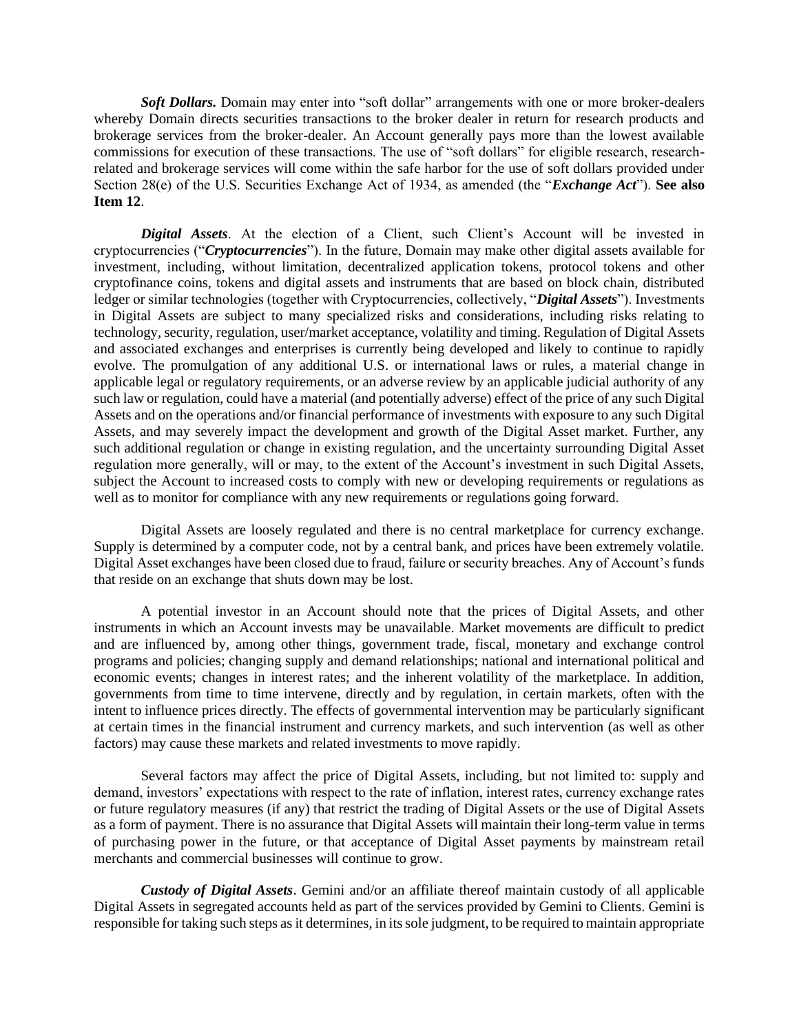***Soft Dollars.*** Domain may enter into "soft dollar" arrangements with one or more broker-dealers whereby Domain directs securities transactions to the broker dealer in return for research products and brokerage services from the broker-dealer. An Account generally pays more than the lowest available commissions for execution of these transactions. The use of "soft dollars" for eligible research, research-related and brokerage services will come within the safe harbor for the use of soft dollars provided under Section 28(e) of the U.S. Securities Exchange Act of 1934, as amended (the "***Exchange Act***"). **See also Item 12**.

***Digital Assets***. At the election of a Client, such Client's Account will be invested in cryptocurrencies ("***Cryptocurrencies***"). In the future, Domain may make other digital assets available for investment, including, without limitation, decentralized application tokens, protocol tokens and other cryptofinance coins, tokens and digital assets and instruments that are based on block chain, distributed ledger or similar technologies (together with Cryptocurrencies, collectively, "***Digital Assets***"). Investments in Digital Assets are subject to many specialized risks and considerations, including risks relating to technology, security, regulation, user/market acceptance, volatility and timing. Regulation of Digital Assets and associated exchanges and enterprises is currently being developed and likely to continue to rapidly evolve. The promulgation of any additional U.S. or international laws or rules, a material change in applicable legal or regulatory requirements, or an adverse review by an applicable judicial authority of any such law or regulation, could have a material (and potentially adverse) effect of the price of any such Digital Assets and on the operations and/or financial performance of investments with exposure to any such Digital Assets, and may severely impact the development and growth of the Digital Asset market. Further, any such additional regulation or change in existing regulation, and the uncertainty surrounding Digital Asset regulation more generally, will or may, to the extent of the Account's investment in such Digital Assets, subject the Account to increased costs to comply with new or developing requirements or regulations as well as to monitor for compliance with any new requirements or regulations going forward.

Digital Assets are loosely regulated and there is no central marketplace for currency exchange. Supply is determined by a computer code, not by a central bank, and prices have been extremely volatile. Digital Asset exchanges have been closed due to fraud, failure or security breaches. Any of Account's funds that reside on an exchange that shuts down may be lost.

A potential investor in an Account should note that the prices of Digital Assets, and other instruments in which an Account invests may be unavailable. Market movements are difficult to predict and are influenced by, among other things, government trade, fiscal, monetary and exchange control programs and policies; changing supply and demand relationships; national and international political and economic events; changes in interest rates; and the inherent volatility of the marketplace. In addition, governments from time to time intervene, directly and by regulation, in certain markets, often with the intent to influence prices directly. The effects of governmental intervention may be particularly significant at certain times in the financial instrument and currency markets, and such intervention (as well as other factors) may cause these markets and related investments to move rapidly.

Several factors may affect the price of Digital Assets, including, but not limited to: supply and demand, investors' expectations with respect to the rate of inflation, interest rates, currency exchange rates or future regulatory measures (if any) that restrict the trading of Digital Assets or the use of Digital Assets as a form of payment. There is no assurance that Digital Assets will maintain their long-term value in terms of purchasing power in the future, or that acceptance of Digital Asset payments by mainstream retail merchants and commercial businesses will continue to grow.

***Custody of Digital Assets***. Gemini and/or an affiliate thereof maintain custody of all applicable Digital Assets in segregated accounts held as part of the services provided by Gemini to Clients. Gemini is responsible for taking such steps as it determines, in its sole judgment, to be required to maintain appropriate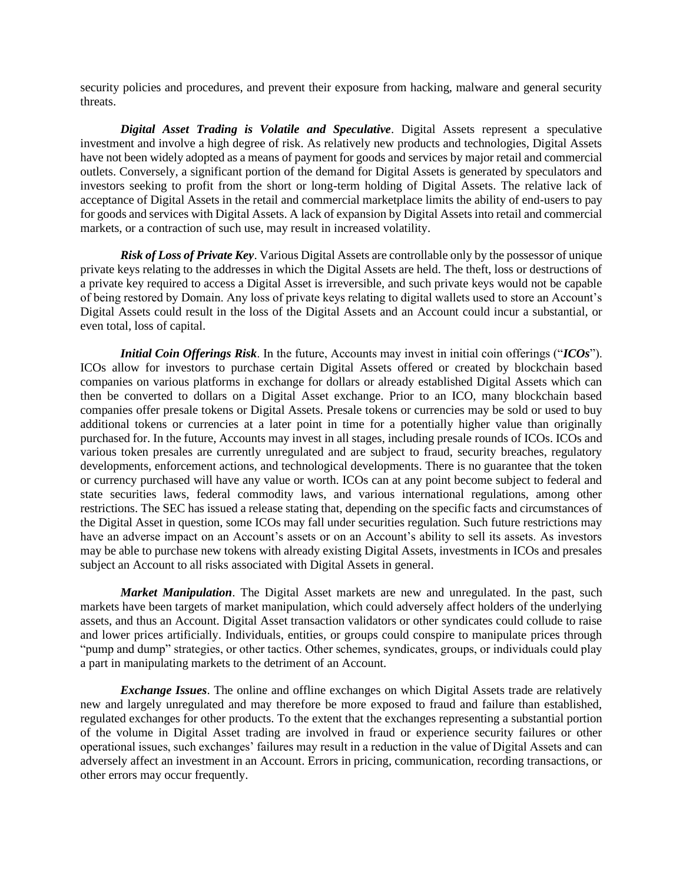security policies and procedures, and prevent their exposure from hacking, malware and general security threats.

***Digital Asset Trading is Volatile and Speculative***. Digital Assets represent a speculative investment and involve a high degree of risk. As relatively new products and technologies, Digital Assets have not been widely adopted as a means of payment for goods and services by major retail and commercial outlets. Conversely, a significant portion of the demand for Digital Assets is generated by speculators and investors seeking to profit from the short or long-term holding of Digital Assets. The relative lack of acceptance of Digital Assets in the retail and commercial marketplace limits the ability of end-users to pay for goods and services with Digital Assets. A lack of expansion by Digital Assets into retail and commercial markets, or a contraction of such use, may result in increased volatility.

***Risk of Loss of Private Key***. Various Digital Assets are controllable only by the possessor of unique private keys relating to the addresses in which the Digital Assets are held. The theft, loss or destructions of a private key required to access a Digital Asset is irreversible, and such private keys would not be capable of being restored by Domain. Any loss of private keys relating to digital wallets used to store an Account's Digital Assets could result in the loss of the Digital Assets and an Account could incur a substantial, or even total, loss of capital.

***Initial Coin Offerings Risk***. In the future, Accounts may invest in initial coin offerings ("***ICOs***"). ICOs allow for investors to purchase certain Digital Assets offered or created by blockchain based companies on various platforms in exchange for dollars or already established Digital Assets which can then be converted to dollars on a Digital Asset exchange. Prior to an ICO, many blockchain based companies offer presale tokens or Digital Assets. Presale tokens or currencies may be sold or used to buy additional tokens or currencies at a later point in time for a potentially higher value than originally purchased for. In the future, Accounts may invest in all stages, including presale rounds of ICOs. ICOs and various token presales are currently unregulated and are subject to fraud, security breaches, regulatory developments, enforcement actions, and technological developments. There is no guarantee that the token or currency purchased will have any value or worth. ICOs can at any point become subject to federal and state securities laws, federal commodity laws, and various international regulations, among other restrictions. The SEC has issued a release stating that, depending on the specific facts and circumstances of the Digital Asset in question, some ICOs may fall under securities regulation. Such future restrictions may have an adverse impact on an Account's assets or on an Account's ability to sell its assets. As investors may be able to purchase new tokens with already existing Digital Assets, investments in ICOs and presales subject an Account to all risks associated with Digital Assets in general.

***Market Manipulation***. The Digital Asset markets are new and unregulated. In the past, such markets have been targets of market manipulation, which could adversely affect holders of the underlying assets, and thus an Account. Digital Asset transaction validators or other syndicates could collude to raise and lower prices artificially. Individuals, entities, or groups could conspire to manipulate prices through "pump and dump" strategies, or other tactics. Other schemes, syndicates, groups, or individuals could play a part in manipulating markets to the detriment of an Account.

***Exchange Issues***. The online and offline exchanges on which Digital Assets trade are relatively new and largely unregulated and may therefore be more exposed to fraud and failure than established, regulated exchanges for other products. To the extent that the exchanges representing a substantial portion of the volume in Digital Asset trading are involved in fraud or experience security failures or other operational issues, such exchanges' failures may result in a reduction in the value of Digital Assets and can adversely affect an investment in an Account. Errors in pricing, communication, recording transactions, or other errors may occur frequently.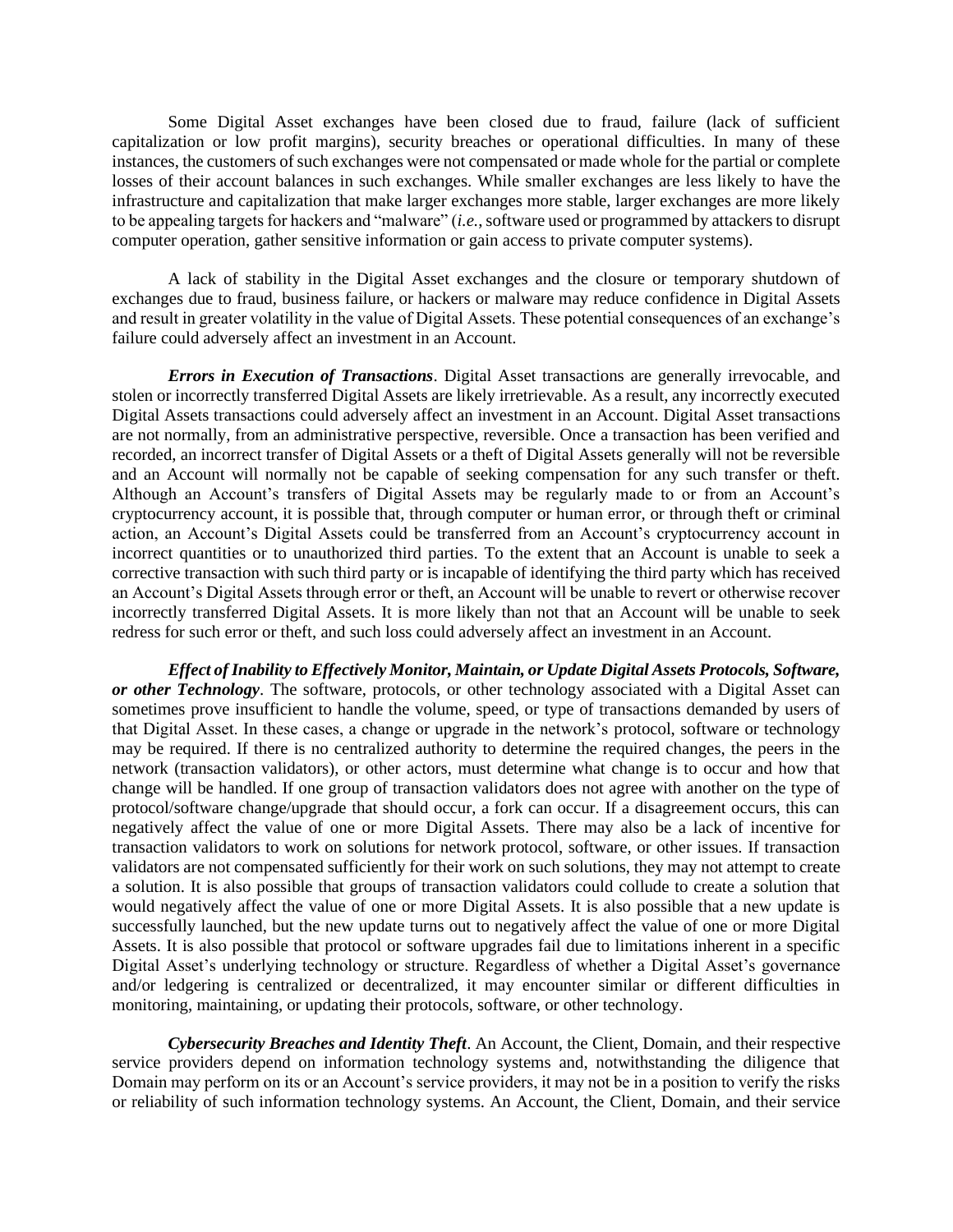Some Digital Asset exchanges have been closed due to fraud, failure (lack of sufficient capitalization or low profit margins), security breaches or operational difficulties. In many of these instances, the customers of such exchanges were not compensated or made whole for the partial or complete losses of their account balances in such exchanges. While smaller exchanges are less likely to have the infrastructure and capitalization that make larger exchanges more stable, larger exchanges are more likely to be appealing targets for hackers and "malware" (*i.e.*, software used or programmed by attackers to disrupt computer operation, gather sensitive information or gain access to private computer systems).

A lack of stability in the Digital Asset exchanges and the closure or temporary shutdown of exchanges due to fraud, business failure, or hackers or malware may reduce confidence in Digital Assets and result in greater volatility in the value of Digital Assets. These potential consequences of an exchange's failure could adversely affect an investment in an Account.

***Errors in Execution of Transactions***. Digital Asset transactions are generally irrevocable, and stolen or incorrectly transferred Digital Assets are likely irretrievable. As a result, any incorrectly executed Digital Assets transactions could adversely affect an investment in an Account. Digital Asset transactions are not normally, from an administrative perspective, reversible. Once a transaction has been verified and recorded, an incorrect transfer of Digital Assets or a theft of Digital Assets generally will not be reversible and an Account will normally not be capable of seeking compensation for any such transfer or theft. Although an Account's transfers of Digital Assets may be regularly made to or from an Account's cryptocurrency account, it is possible that, through computer or human error, or through theft or criminal action, an Account's Digital Assets could be transferred from an Account's cryptocurrency account in incorrect quantities or to unauthorized third parties. To the extent that an Account is unable to seek a corrective transaction with such third party or is incapable of identifying the third party which has received an Account's Digital Assets through error or theft, an Account will be unable to revert or otherwise recover incorrectly transferred Digital Assets. It is more likely than not that an Account will be unable to seek redress for such error or theft, and such loss could adversely affect an investment in an Account.

***Effect of Inability to Effectively Monitor, Maintain, or Update Digital Assets Protocols, Software, or other Technology***. The software, protocols, or other technology associated with a Digital Asset can sometimes prove insufficient to handle the volume, speed, or type of transactions demanded by users of that Digital Asset. In these cases, a change or upgrade in the network's protocol, software or technology may be required. If there is no centralized authority to determine the required changes, the peers in the network (transaction validators), or other actors, must determine what change is to occur and how that change will be handled. If one group of transaction validators does not agree with another on the type of protocol/software change/upgrade that should occur, a fork can occur. If a disagreement occurs, this can negatively affect the value of one or more Digital Assets. There may also be a lack of incentive for transaction validators to work on solutions for network protocol, software, or other issues. If transaction validators are not compensated sufficiently for their work on such solutions, they may not attempt to create a solution. It is also possible that groups of transaction validators could collude to create a solution that would negatively affect the value of one or more Digital Assets. It is also possible that a new update is successfully launched, but the new update turns out to negatively affect the value of one or more Digital Assets. It is also possible that protocol or software upgrades fail due to limitations inherent in a specific Digital Asset's underlying technology or structure. Regardless of whether a Digital Asset's governance and/or ledgering is centralized or decentralized, it may encounter similar or different difficulties in monitoring, maintaining, or updating their protocols, software, or other technology.

***Cybersecurity Breaches and Identity Theft***. An Account, the Client, Domain, and their respective service providers depend on information technology systems and, notwithstanding the diligence that Domain may perform on its or an Account's service providers, it may not be in a position to verify the risks or reliability of such information technology systems. An Account, the Client, Domain, and their service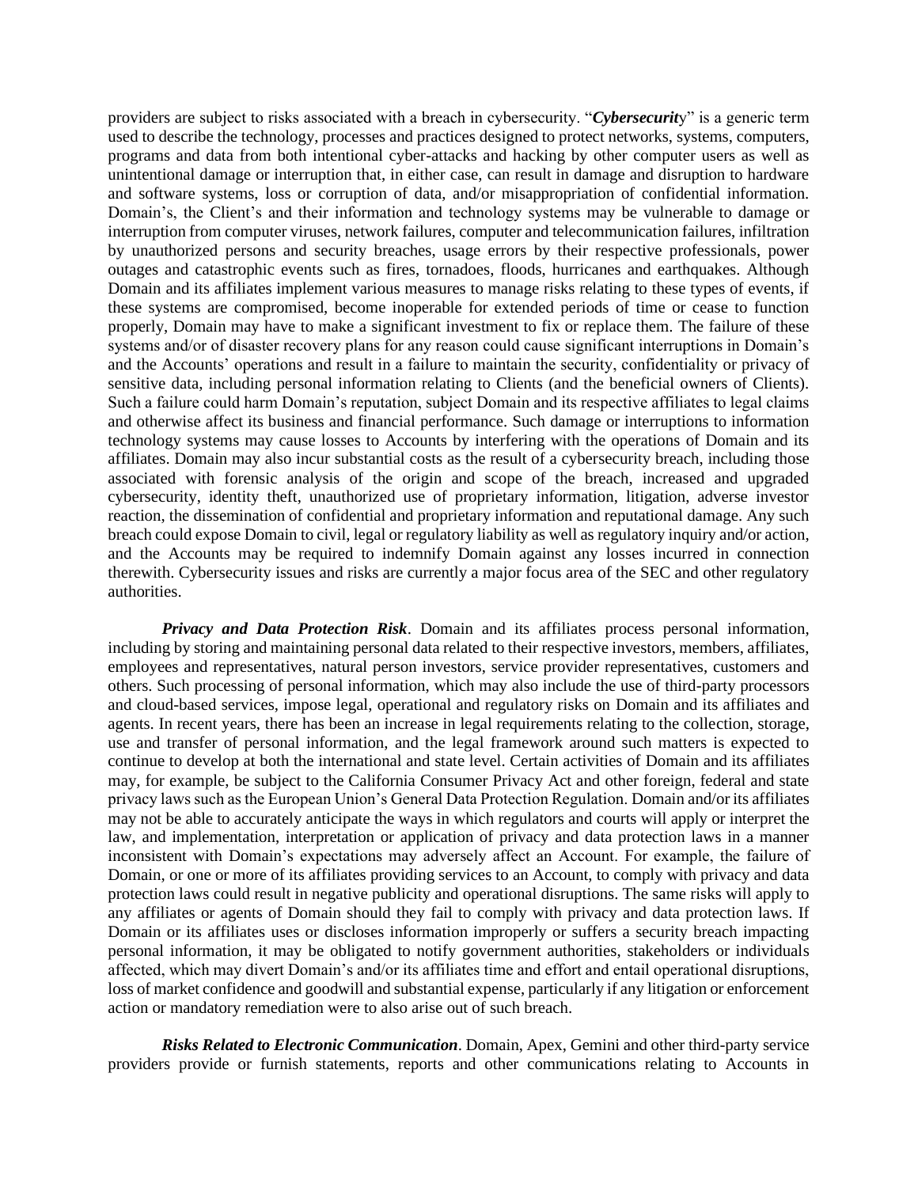providers are subject to risks associated with a breach in cybersecurity. "***Cybersecurit***y" is a generic term used to describe the technology, processes and practices designed to protect networks, systems, computers, programs and data from both intentional cyber-attacks and hacking by other computer users as well as unintentional damage or interruption that, in either case, can result in damage and disruption to hardware and software systems, loss or corruption of data, and/or misappropriation of confidential information. Domain's, the Client's and their information and technology systems may be vulnerable to damage or interruption from computer viruses, network failures, computer and telecommunication failures, infiltration by unauthorized persons and security breaches, usage errors by their respective professionals, power outages and catastrophic events such as fires, tornadoes, floods, hurricanes and earthquakes. Although Domain and its affiliates implement various measures to manage risks relating to these types of events, if these systems are compromised, become inoperable for extended periods of time or cease to function properly, Domain may have to make a significant investment to fix or replace them. The failure of these systems and/or of disaster recovery plans for any reason could cause significant interruptions in Domain's and the Accounts' operations and result in a failure to maintain the security, confidentiality or privacy of sensitive data, including personal information relating to Clients (and the beneficial owners of Clients). Such a failure could harm Domain's reputation, subject Domain and its respective affiliates to legal claims and otherwise affect its business and financial performance. Such damage or interruptions to information technology systems may cause losses to Accounts by interfering with the operations of Domain and its affiliates. Domain may also incur substantial costs as the result of a cybersecurity breach, including those associated with forensic analysis of the origin and scope of the breach, increased and upgraded cybersecurity, identity theft, unauthorized use of proprietary information, litigation, adverse investor reaction, the dissemination of confidential and proprietary information and reputational damage. Any such breach could expose Domain to civil, legal or regulatory liability as well as regulatory inquiry and/or action, and the Accounts may be required to indemnify Domain against any losses incurred in connection therewith. Cybersecurity issues and risks are currently a major focus area of the SEC and other regulatory authorities.

***Privacy and Data Protection Risk***. Domain and its affiliates process personal information, including by storing and maintaining personal data related to their respective investors, members, affiliates, employees and representatives, natural person investors, service provider representatives, customers and others. Such processing of personal information, which may also include the use of third-party processors and cloud-based services, impose legal, operational and regulatory risks on Domain and its affiliates and agents. In recent years, there has been an increase in legal requirements relating to the collection, storage, use and transfer of personal information, and the legal framework around such matters is expected to continue to develop at both the international and state level. Certain activities of Domain and its affiliates may, for example, be subject to the California Consumer Privacy Act and other foreign, federal and state privacy laws such as the European Union's General Data Protection Regulation. Domain and/or its affiliates may not be able to accurately anticipate the ways in which regulators and courts will apply or interpret the law, and implementation, interpretation or application of privacy and data protection laws in a manner inconsistent with Domain's expectations may adversely affect an Account. For example, the failure of Domain, or one or more of its affiliates providing services to an Account, to comply with privacy and data protection laws could result in negative publicity and operational disruptions. The same risks will apply to any affiliates or agents of Domain should they fail to comply with privacy and data protection laws. If Domain or its affiliates uses or discloses information improperly or suffers a security breach impacting personal information, it may be obligated to notify government authorities, stakeholders or individuals affected, which may divert Domain's and/or its affiliates time and effort and entail operational disruptions, loss of market confidence and goodwill and substantial expense, particularly if any litigation or enforcement action or mandatory remediation were to also arise out of such breach.

***Risks Related to Electronic Communication***. Domain, Apex, Gemini and other third-party service providers provide or furnish statements, reports and other communications relating to Accounts in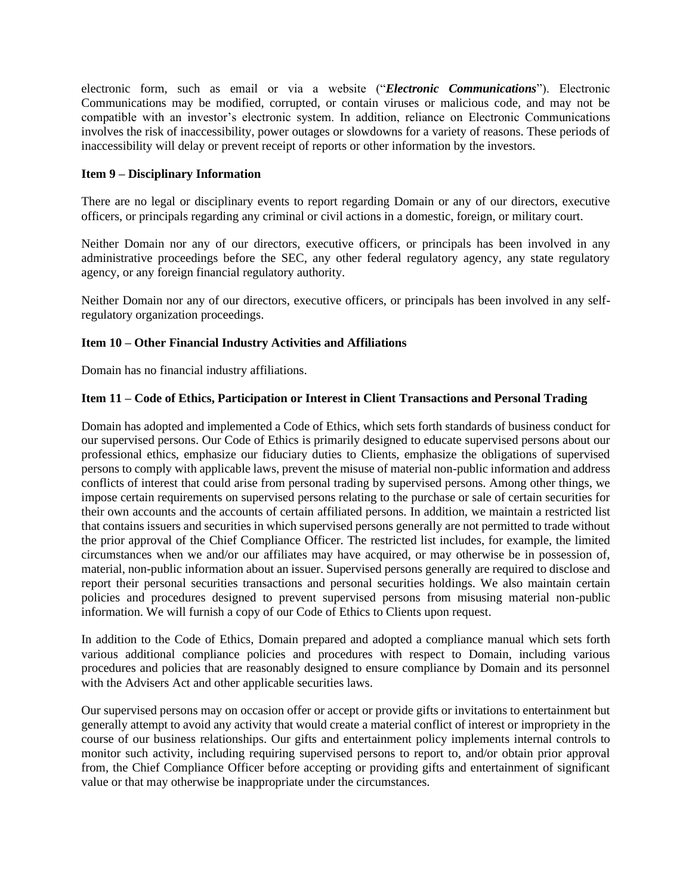electronic form, such as email or via a website ("***Electronic Communications***"). Electronic Communications may be modified, corrupted, or contain viruses or malicious code, and may not be compatible with an investor's electronic system. In addition, reliance on Electronic Communications involves the risk of inaccessibility, power outages or slowdowns for a variety of reasons. These periods of inaccessibility will delay or prevent receipt of reports or other information by the investors.

**Item 9 – Disciplinary Information**

There are no legal or disciplinary events to report regarding Domain or any of our directors, executive officers, or principals regarding any criminal or civil actions in a domestic, foreign, or military court.

Neither Domain nor any of our directors, executive officers, or principals has been involved in any administrative proceedings before the SEC, any other federal regulatory agency, any state regulatory agency, or any foreign financial regulatory authority.

Neither Domain nor any of our directors, executive officers, or principals has been involved in any self-regulatory organization proceedings.

**Item 10 – Other Financial Industry Activities and Affiliations**

Domain has no financial industry affiliations.

**Item 11 – Code of Ethics, Participation or Interest in Client Transactions and Personal Trading**

Domain has adopted and implemented a Code of Ethics, which sets forth standards of business conduct for our supervised persons. Our Code of Ethics is primarily designed to educate supervised persons about our professional ethics, emphasize our fiduciary duties to Clients, emphasize the obligations of supervised persons to comply with applicable laws, prevent the misuse of material non-public information and address conflicts of interest that could arise from personal trading by supervised persons. Among other things, we impose certain requirements on supervised persons relating to the purchase or sale of certain securities for their own accounts and the accounts of certain affiliated persons. In addition, we maintain a restricted list that contains issuers and securities in which supervised persons generally are not permitted to trade without the prior approval of the Chief Compliance Officer. The restricted list includes, for example, the limited circumstances when we and/or our affiliates may have acquired, or may otherwise be in possession of, material, non-public information about an issuer. Supervised persons generally are required to disclose and report their personal securities transactions and personal securities holdings. We also maintain certain policies and procedures designed to prevent supervised persons from misusing material non-public information. We will furnish a copy of our Code of Ethics to Clients upon request.

In addition to the Code of Ethics, Domain prepared and adopted a compliance manual which sets forth various additional compliance policies and procedures with respect to Domain, including various procedures and policies that are reasonably designed to ensure compliance by Domain and its personnel with the Advisers Act and other applicable securities laws.

Our supervised persons may on occasion offer or accept or provide gifts or invitations to entertainment but generally attempt to avoid any activity that would create a material conflict of interest or impropriety in the course of our business relationships. Our gifts and entertainment policy implements internal controls to monitor such activity, including requiring supervised persons to report to, and/or obtain prior approval from, the Chief Compliance Officer before accepting or providing gifts and entertainment of significant value or that may otherwise be inappropriate under the circumstances.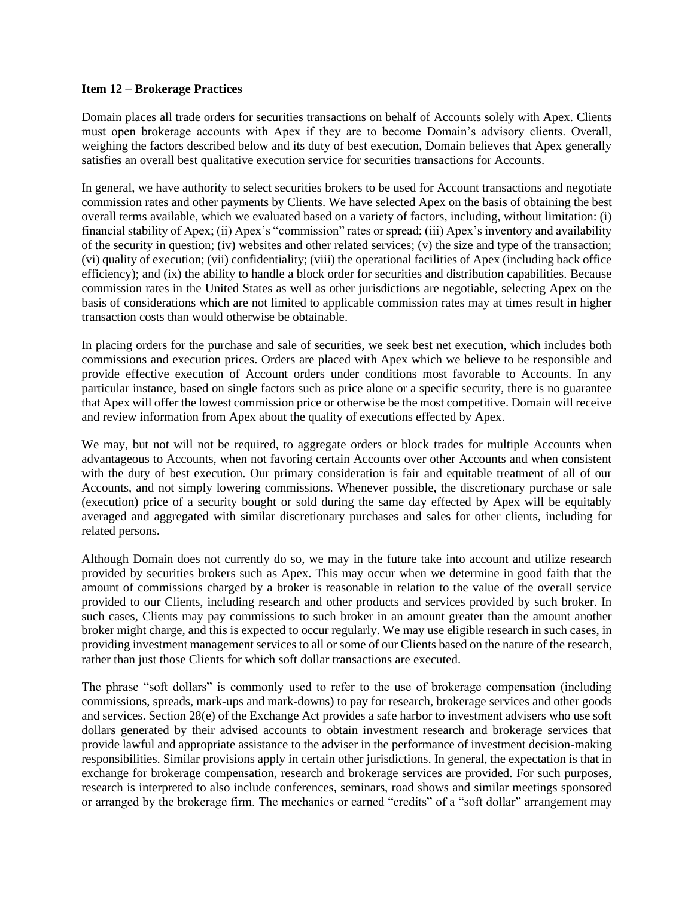**Item 12 – Brokerage Practices**

Domain places all trade orders for securities transactions on behalf of Accounts solely with Apex. Clients must open brokerage accounts with Apex if they are to become Domain's advisory clients. Overall, weighing the factors described below and its duty of best execution, Domain believes that Apex generally satisfies an overall best qualitative execution service for securities transactions for Accounts.

In general, we have authority to select securities brokers to be used for Account transactions and negotiate commission rates and other payments by Clients. We have selected Apex on the basis of obtaining the best overall terms available, which we evaluated based on a variety of factors, including, without limitation: (i) financial stability of Apex; (ii) Apex's "commission" rates or spread; (iii) Apex's inventory and availability of the security in question; (iv) websites and other related services; (v) the size and type of the transaction; (vi) quality of execution; (vii) confidentiality; (viii) the operational facilities of Apex (including back office efficiency); and (ix) the ability to handle a block order for securities and distribution capabilities. Because commission rates in the United States as well as other jurisdictions are negotiable, selecting Apex on the basis of considerations which are not limited to applicable commission rates may at times result in higher transaction costs than would otherwise be obtainable.

In placing orders for the purchase and sale of securities, we seek best net execution, which includes both commissions and execution prices. Orders are placed with Apex which we believe to be responsible and provide effective execution of Account orders under conditions most favorable to Accounts. In any particular instance, based on single factors such as price alone or a specific security, there is no guarantee that Apex will offer the lowest commission price or otherwise be the most competitive. Domain will receive and review information from Apex about the quality of executions effected by Apex.

We may, but not will not be required, to aggregate orders or block trades for multiple Accounts when advantageous to Accounts, when not favoring certain Accounts over other Accounts and when consistent with the duty of best execution. Our primary consideration is fair and equitable treatment of all of our Accounts, and not simply lowering commissions. Whenever possible, the discretionary purchase or sale (execution) price of a security bought or sold during the same day effected by Apex will be equitably averaged and aggregated with similar discretionary purchases and sales for other clients, including for related persons.

Although Domain does not currently do so, we may in the future take into account and utilize research provided by securities brokers such as Apex. This may occur when we determine in good faith that the amount of commissions charged by a broker is reasonable in relation to the value of the overall service provided to our Clients, including research and other products and services provided by such broker. In such cases, Clients may pay commissions to such broker in an amount greater than the amount another broker might charge, and this is expected to occur regularly. We may use eligible research in such cases, in providing investment management services to all or some of our Clients based on the nature of the research, rather than just those Clients for which soft dollar transactions are executed.

The phrase "soft dollars" is commonly used to refer to the use of brokerage compensation (including commissions, spreads, mark-ups and mark-downs) to pay for research, brokerage services and other goods and services. Section 28(e) of the Exchange Act provides a safe harbor to investment advisers who use soft dollars generated by their advised accounts to obtain investment research and brokerage services that provide lawful and appropriate assistance to the adviser in the performance of investment decision-making responsibilities. Similar provisions apply in certain other jurisdictions. In general, the expectation is that in exchange for brokerage compensation, research and brokerage services are provided. For such purposes, research is interpreted to also include conferences, seminars, road shows and similar meetings sponsored or arranged by the brokerage firm. The mechanics or earned "credits" of a "soft dollar" arrangement may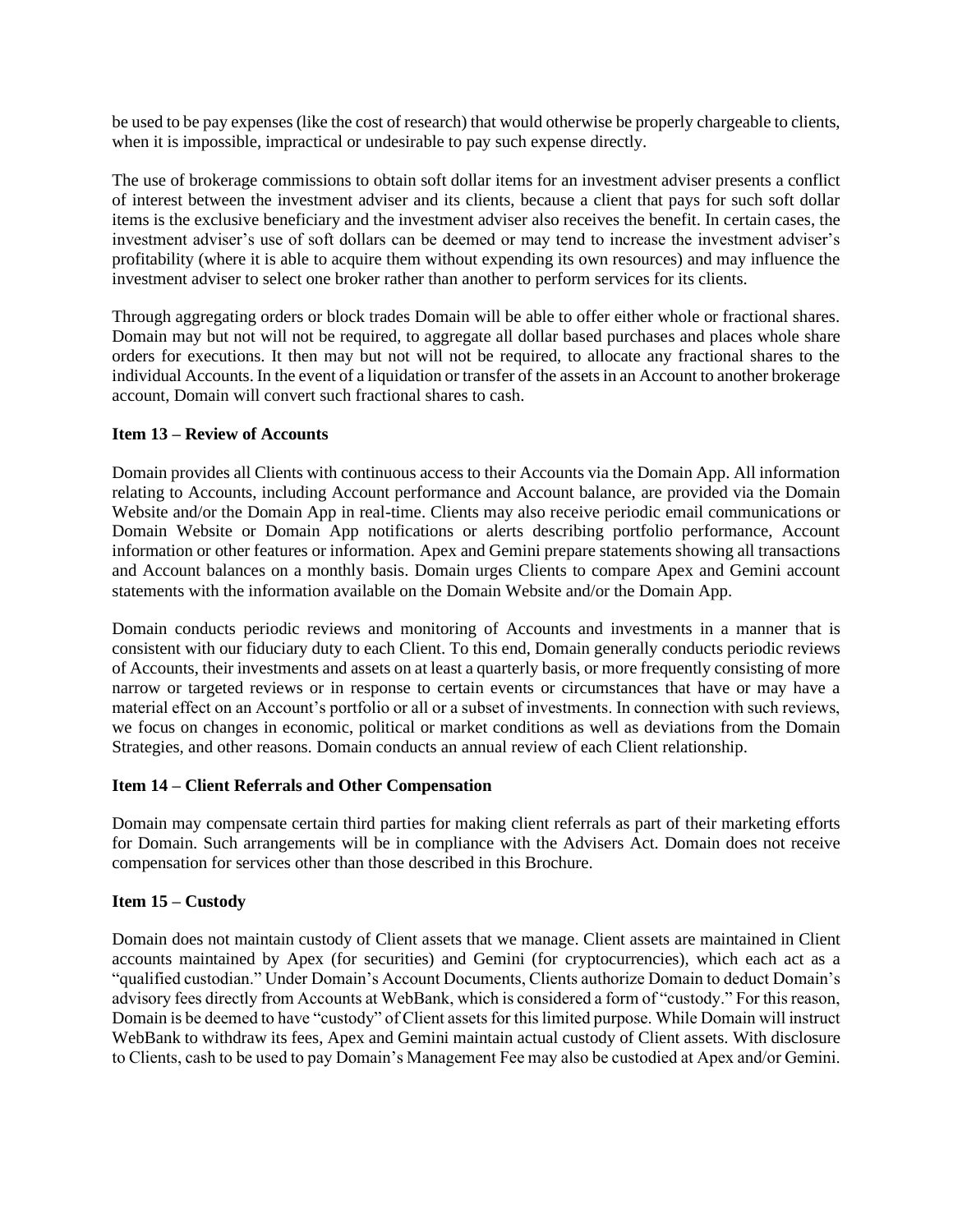be used to be pay expenses (like the cost of research) that would otherwise be properly chargeable to clients, when it is impossible, impractical or undesirable to pay such expense directly.

The use of brokerage commissions to obtain soft dollar items for an investment adviser presents a conflict of interest between the investment adviser and its clients, because a client that pays for such soft dollar items is the exclusive beneficiary and the investment adviser also receives the benefit. In certain cases, the investment adviser's use of soft dollars can be deemed or may tend to increase the investment adviser's profitability (where it is able to acquire them without expending its own resources) and may influence the investment adviser to select one broker rather than another to perform services for its clients.

Through aggregating orders or block trades Domain will be able to offer either whole or fractional shares. Domain may but not will not be required, to aggregate all dollar based purchases and places whole share orders for executions. It then may but not will not be required, to allocate any fractional shares to the individual Accounts. In the event of a liquidation or transfer of the assets in an Account to another brokerage account, Domain will convert such fractional shares to cash.

### Item 13 – Review of Accounts

Domain provides all Clients with continuous access to their Accounts via the Domain App. All information relating to Accounts, including Account performance and Account balance, are provided via the Domain Website and/or the Domain App in real-time. Clients may also receive periodic email communications or Domain Website or Domain App notifications or alerts describing portfolio performance, Account information or other features or information. Apex and Gemini prepare statements showing all transactions and Account balances on a monthly basis. Domain urges Clients to compare Apex and Gemini account statements with the information available on the Domain Website and/or the Domain App.

Domain conducts periodic reviews and monitoring of Accounts and investments in a manner that is consistent with our fiduciary duty to each Client. To this end, Domain generally conducts periodic reviews of Accounts, their investments and assets on at least a quarterly basis, or more frequently consisting of more narrow or targeted reviews or in response to certain events or circumstances that have or may have a material effect on an Account's portfolio or all or a subset of investments. In connection with such reviews, we focus on changes in economic, political or market conditions as well as deviations from the Domain Strategies, and other reasons. Domain conducts an annual review of each Client relationship.

### Item 14 – Client Referrals and Other Compensation

Domain may compensate certain third parties for making client referrals as part of their marketing efforts for Domain. Such arrangements will be in compliance with the Advisers Act. Domain does not receive compensation for services other than those described in this Brochure.

### Item 15 – Custody

Domain does not maintain custody of Client assets that we manage. Client assets are maintained in Client accounts maintained by Apex (for securities) and Gemini (for cryptocurrencies), which each act as a "qualified custodian." Under Domain's Account Documents, Clients authorize Domain to deduct Domain's advisory fees directly from Accounts at WebBank, which is considered a form of "custody." For this reason, Domain is be deemed to have "custody" of Client assets for this limited purpose. While Domain will instruct WebBank to withdraw its fees, Apex and Gemini maintain actual custody of Client assets. With disclosure to Clients, cash to be used to pay Domain's Management Fee may also be custodied at Apex and/or Gemini.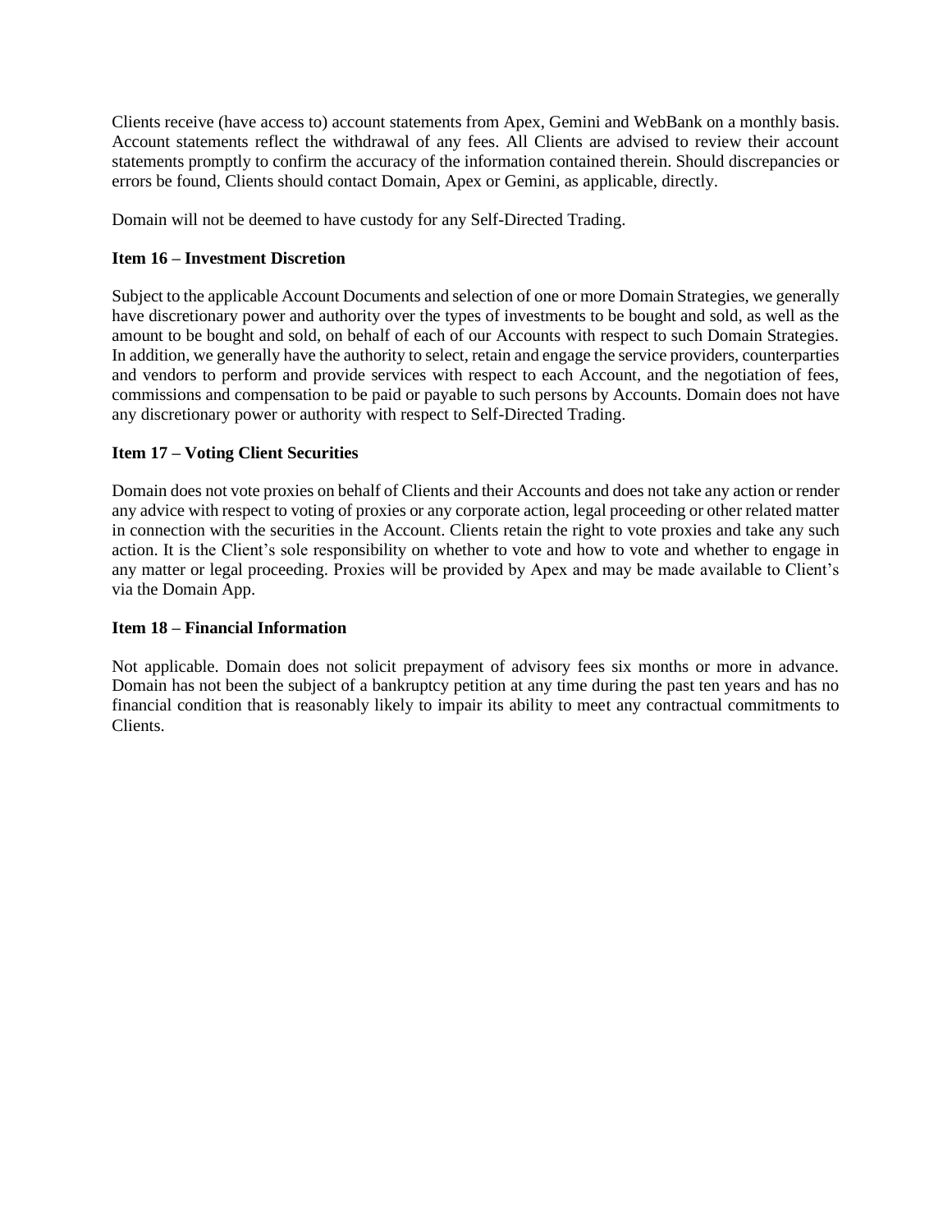Clients receive (have access to) account statements from Apex, Gemini and WebBank on a monthly basis. Account statements reflect the withdrawal of any fees. All Clients are advised to review their account statements promptly to confirm the accuracy of the information contained therein. Should discrepancies or errors be found, Clients should contact Domain, Apex or Gemini, as applicable, directly.

Domain will not be deemed to have custody for any Self-Directed Trading.

### Item 16 – Investment Discretion

Subject to the applicable Account Documents and selection of one or more Domain Strategies, we generally have discretionary power and authority over the types of investments to be bought and sold, as well as the amount to be bought and sold, on behalf of each of our Accounts with respect to such Domain Strategies. In addition, we generally have the authority to select, retain and engage the service providers, counterparties and vendors to perform and provide services with respect to each Account, and the negotiation of fees, commissions and compensation to be paid or payable to such persons by Accounts. Domain does not have any discretionary power or authority with respect to Self-Directed Trading.

### Item 17 – Voting Client Securities

Domain does not vote proxies on behalf of Clients and their Accounts and does not take any action or render any advice with respect to voting of proxies or any corporate action, legal proceeding or other related matter in connection with the securities in the Account. Clients retain the right to vote proxies and take any such action. It is the Client's sole responsibility on whether to vote and how to vote and whether to engage in any matter or legal proceeding. Proxies will be provided by Apex and may be made available to Client's via the Domain App.

### Item 18 – Financial Information

Not applicable. Domain does not solicit prepayment of advisory fees six months or more in advance. Domain has not been the subject of a bankruptcy petition at any time during the past ten years and has no financial condition that is reasonably likely to impair its ability to meet any contractual commitments to Clients.